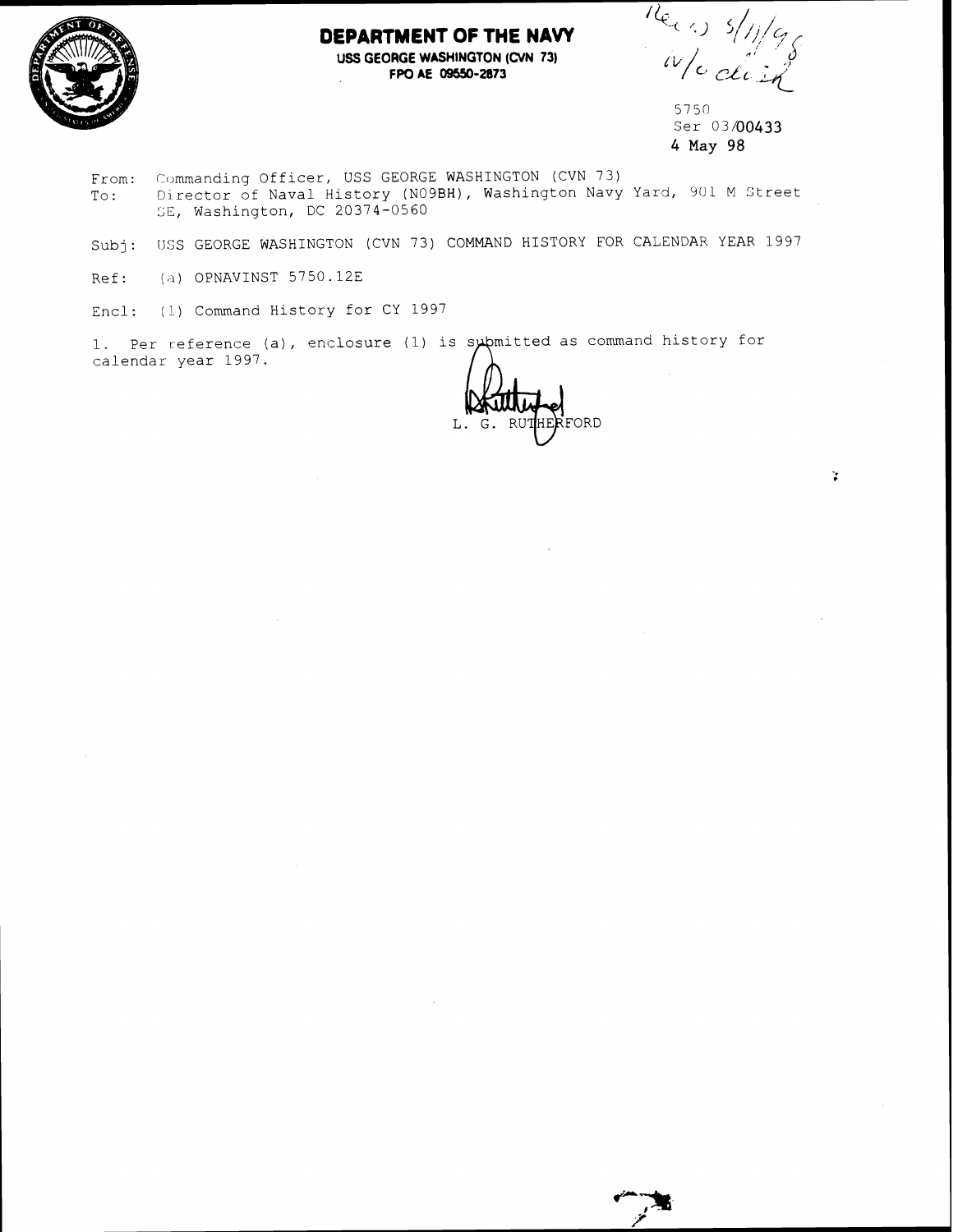# DEPARTMENT OF THE NAVY

**USS GEORGE WASHINGTON (CVN 73)**
**FPO AE 09550-2873**

Rec'd 5/11/98
w/o clin

5750
Ser 03/00433
4 May 98

From: Commanding Officer, USS GEORGE WASHINGTON (CVN 73)
To: Director of Naval History (N09BH), Washington Navy Yard, 901 M Street SE, Washington, DC 20374-0560

Subj: USS GEORGE WASHINGTON (CVN 73) COMMAND HISTORY FOR CALENDAR YEAR 1997

Ref: (a) OPNAVINST 5750.12E

Encl: (1) Command History for CY 1997

1. Per reference (a), enclosure (1) is submitted as command history for calendar year 1997.

L. G. RUTHERFORD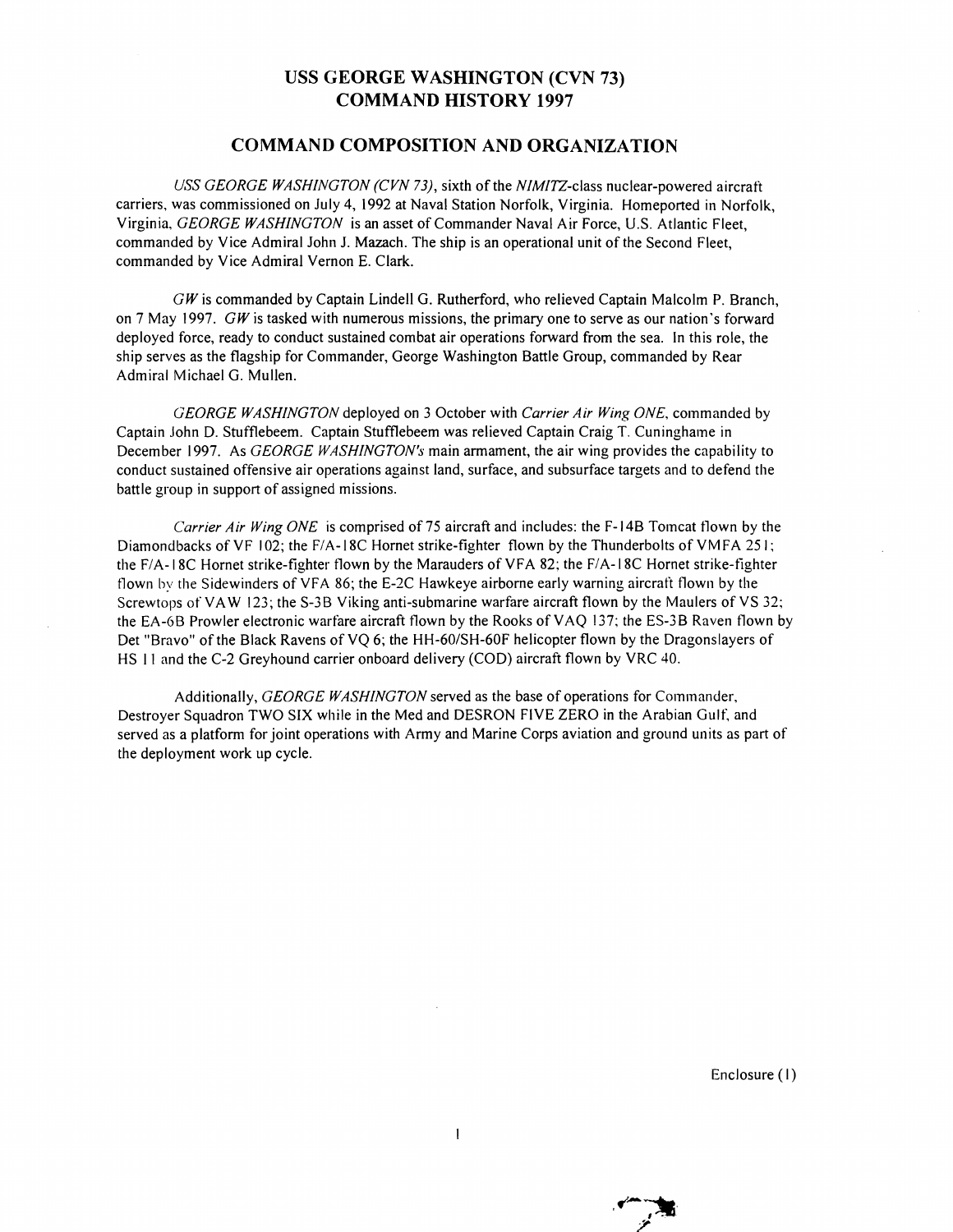# USS GEORGE WASHINGTON (CVN 73)
# COMMAND HISTORY 1997

## COMMAND COMPOSITION AND ORGANIZATION

*USS GEORGE WASHINGTON (CVN 73)*, sixth of the *NIMITZ*-class nuclear-powered aircraft carriers, was commissioned on July 4, 1992 at Naval Station Norfolk, Virginia. Homeported in Norfolk, Virginia, *GEORGE WASHINGTON* is an asset of Commander Naval Air Force, U.S. Atlantic Fleet, commanded by Vice Admiral John J. Mazach. The ship is an operational unit of the Second Fleet, commanded by Vice Admiral Vernon E. Clark.

*GW* is commanded by Captain Lindell G. Rutherford, who relieved Captain Malcolm P. Branch, on 7 May 1997. *GW* is tasked with numerous missions, the primary one to serve as our nation's forward deployed force, ready to conduct sustained combat air operations forward from the sea. In this role, the ship serves as the flagship for Commander, George Washington Battle Group, commanded by Rear Admiral Michael G. Mullen.

*GEORGE WASHINGTON* deployed on 3 October with *Carrier Air Wing ONE*, commanded by Captain John D. Stufflebeem. Captain Stufflebeem was relieved Captain Craig T. Cuninghame in December 1997. As *GEORGE WASHINGTON's* main armament, the air wing provides the capability to conduct sustained offensive air operations against land, surface, and subsurface targets and to defend the battle group in support of assigned missions.

*Carrier Air Wing ONE* is comprised of 75 aircraft and includes: the F-14B Tomcat flown by the Diamondbacks of VF 102; the F/A-18C Hornet strike-fighter flown by the Thunderbolts of VMFA 251; the F/A-18C Hornet strike-fighter flown by the Marauders of VFA 82; the F/A-18C Hornet strike-fighter flown by the Sidewinders of VFA 86; the E-2C Hawkeye airborne early warning aircraft flown by the Screwtops of VAW 123; the S-3B Viking anti-submarine warfare aircraft flown by the Maulers of VS 32; the EA-6B Prowler electronic warfare aircraft flown by the Rooks of VAQ 137; the ES-3B Raven flown by Det "Bravo" of the Black Ravens of VQ 6; the HH-60/SH-60F helicopter flown by the Dragonslayers of HS 11 and the C-2 Greyhound carrier onboard delivery (COD) aircraft flown by VRC 40.

Additionally, *GEORGE WASHINGTON* served as the base of operations for Commander, Destroyer Squadron TWO SIX while in the Med and DESRON FIVE ZERO in the Arabian Gulf, and served as a platform for joint operations with Army and Marine Corps aviation and ground units as part of the deployment work up cycle.

Enclosure (1)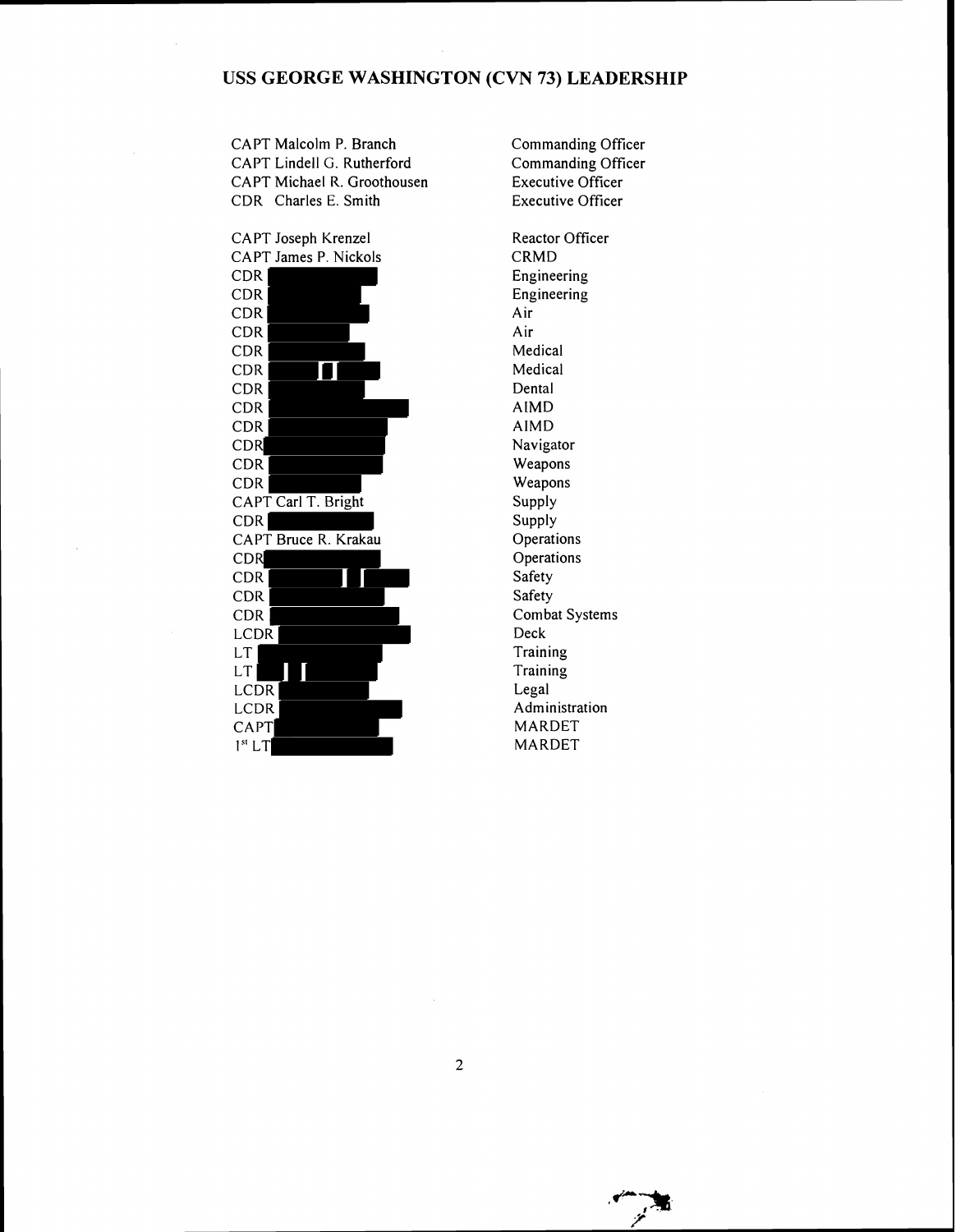# USS GEORGE WASHINGTON (CVN 73) LEADERSHIP

| | |
|---|---|
| CAPT Malcolm P. Branch | Commanding Officer |
| CAPT Lindell G. Rutherford | Commanding Officer |
| CAPT Michael R. Groothousen | Executive Officer |
| CDR Charles E. Smith | Executive Officer |
| | |
| CAPT Joseph Krenzel | Reactor Officer |
| CAPT James P. Nickols | CRMD |
| CDR | Engineering |
| CDR | Engineering |
| CDR | Air |
| CDR | Air |
| CDR | Medical |
| CDR | Medical |
| CDR | Dental |
| CDR | AIMD |
| CDR | AIMD |
| CDR | Navigator |
| CDR | Weapons |
| CDR | Weapons |
| CAPT Carl T. Bright | Supply |
| CDR | Supply |
| CAPT Bruce R. Krakau | Operations |
| CDR | Operations |
| CDR | Safety |
| CDR | Safety |
| CDR | Combat Systems |
| LCDR | Deck |
| LT | Training |
| LT | Training |
| LCDR | Legal |
| LCDR | Administration |
| CAPT | MARDET |
| 1st LT | MARDET |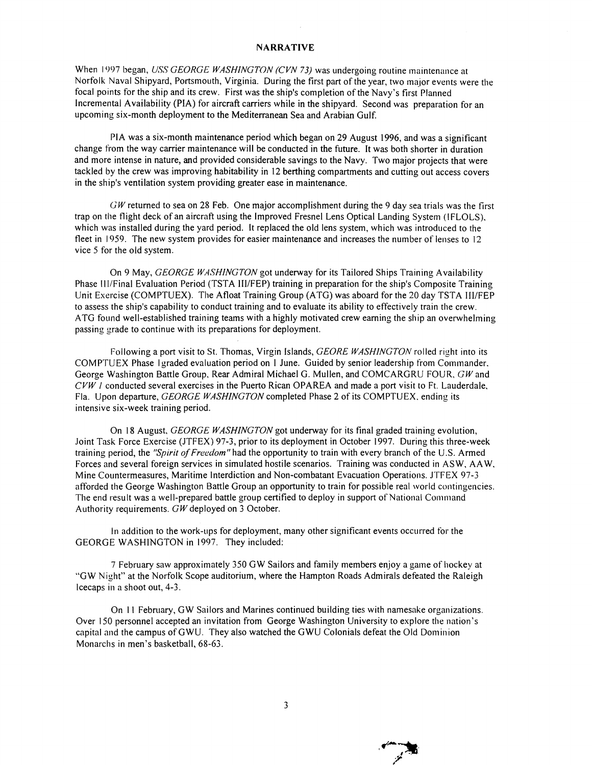# NARRATIVE

When 1997 began, *USS GEORGE WASHINGTON (CVN 73)* was undergoing routine maintenance at Norfolk Naval Shipyard, Portsmouth, Virginia. During the first part of the year, two major events were the focal points for the ship and its crew. First was the ship's completion of the Navy's first Planned Incremental Availability (PIA) for aircraft carriers while in the shipyard. Second was preparation for an upcoming six-month deployment to the Mediterranean Sea and Arabian Gulf.

PIA was a six-month maintenance period which began on 29 August 1996, and was a significant change from the way carrier maintenance will be conducted in the future. It was both shorter in duration and more intense in nature, and provided considerable savings to the Navy. Two major projects that were tackled by the crew was improving habitability in 12 berthing compartments and cutting out access covers in the ship's ventilation system providing greater ease in maintenance.

*GW* returned to sea on 28 Feb. One major accomplishment during the 9 day sea trials was the first trap on the flight deck of an aircraft using the Improved Fresnel Lens Optical Landing System (IFLOLS), which was installed during the yard period. It replaced the old lens system, which was introduced to the fleet in 1959. The new system provides for easier maintenance and increases the number of lenses to 12 vice 5 for the old system.

On 9 May, *GEORGE WASHINGTON* got underway for its Tailored Ships Training Availability Phase III/Final Evaluation Period (TSTA III/FEP) training in preparation for the ship's Composite Training Unit Exercise (COMPTUEX). The Afloat Training Group (ATG) was aboard for the 20 day TSTA III/FEP to assess the ship's capability to conduct training and to evaluate its ability to effectively train the crew. ATG found well-established training teams with a highly motivated crew earning the ship an overwhelming passing grade to continue with its preparations for deployment.

Following a port visit to St. Thomas, Virgin Islands, *GEORE WASHINGTON* rolled right into its COMPTUEX Phase I graded evaluation period on 1 June. Guided by senior leadership from Commander, George Washington Battle Group, Rear Admiral Michael G. Mullen, and COMCARGRU FOUR, *GW* and *CVW 1* conducted several exercises in the Puerto Rican OPAREA and made a port visit to Ft. Lauderdale, Fla. Upon departure, *GEORGE WASHINGTON* completed Phase 2 of its COMPTUEX, ending its intensive six-week training period.

On 18 August, *GEORGE WASHINGTON* got underway for its final graded training evolution, Joint Task Force Exercise (JTFEX) 97-3, prior to its deployment in October 1997. During this three-week training period, the *"Spirit of Freedom"* had the opportunity to train with every branch of the U.S. Armed Forces and several foreign services in simulated hostile scenarios. Training was conducted in ASW, AAW, Mine Countermeasures, Maritime Interdiction and Non-combatant Evacuation Operations. JTFEX 97-3 afforded the George Washington Battle Group an opportunity to train for possible real world contingencies. The end result was a well-prepared battle group certified to deploy in support of National Command Authority requirements. *GW* deployed on 3 October.

In addition to the work-ups for deployment, many other significant events occurred for the GEORGE WASHINGTON in 1997. They included:

7 February saw approximately 350 GW Sailors and family members enjoy a game of hockey at "GW Night" at the Norfolk Scope auditorium, where the Hampton Roads Admirals defeated the Raleigh Icecaps in a shoot out, 4-3.

On 11 February, GW Sailors and Marines continued building ties with namesake organizations. Over 150 personnel accepted an invitation from George Washington University to explore the nation's capital and the campus of GWU. They also watched the GWU Colonials defeat the Old Dominion Monarchs in men's basketball, 68-63.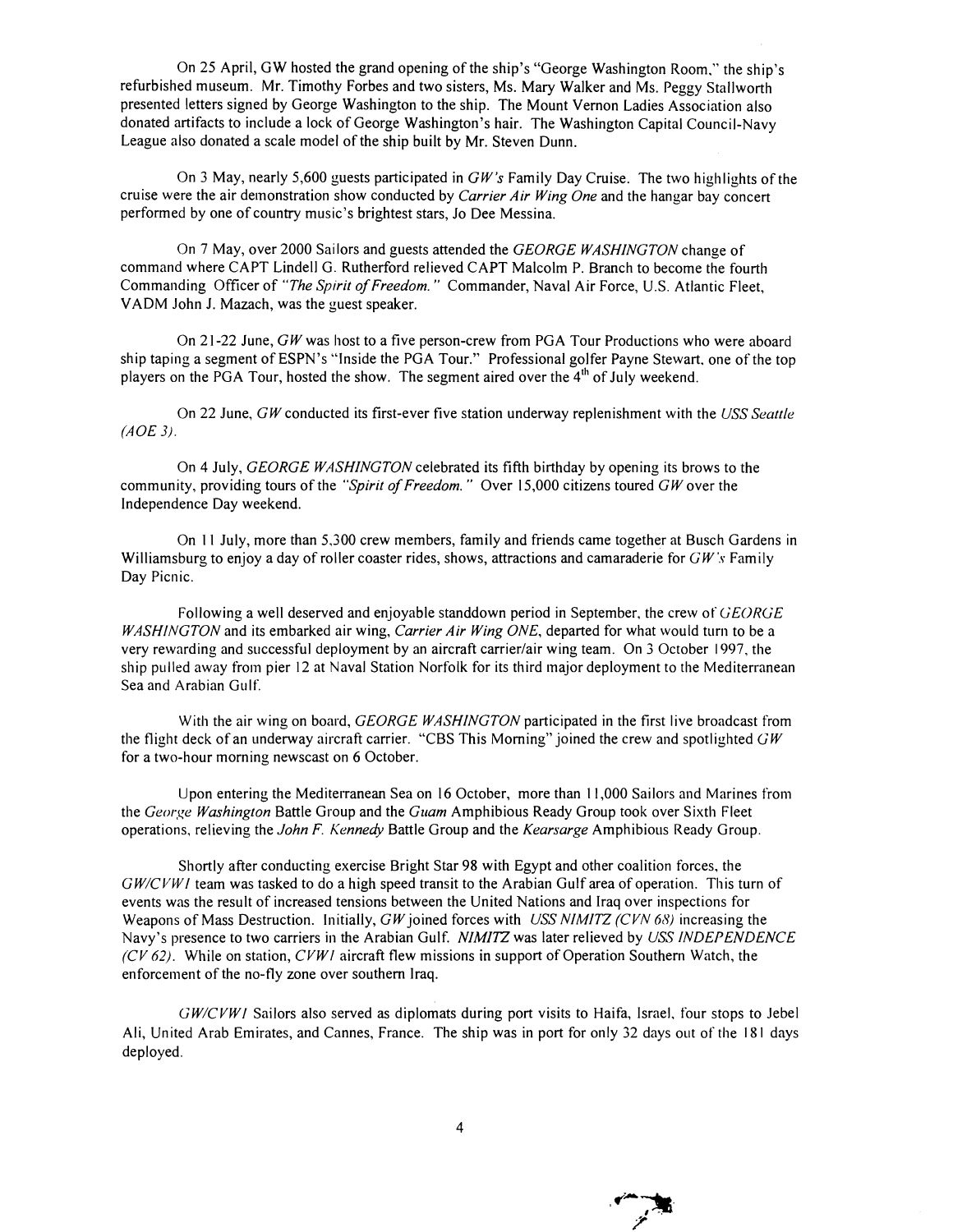On 25 April, GW hosted the grand opening of the ship's "George Washington Room," the ship's refurbished museum. Mr. Timothy Forbes and two sisters, Ms. Mary Walker and Ms. Peggy Stallworth presented letters signed by George Washington to the ship. The Mount Vernon Ladies Association also donated artifacts to include a lock of George Washington's hair. The Washington Capital Council-Navy League also donated a scale model of the ship built by Mr. Steven Dunn.

On 3 May, nearly 5,600 guests participated in *GW's* Family Day Cruise. The two highlights of the cruise were the air demonstration show conducted by *Carrier Air Wing One* and the hangar bay concert performed by one of country music's brightest stars, Jo Dee Messina.

On 7 May, over 2000 Sailors and guests attended the *GEORGE WASHINGTON* change of command where CAPT Lindell G. Rutherford relieved CAPT Malcolm P. Branch to become the fourth Commanding Officer of *"The Spirit of Freedom."* Commander, Naval Air Force, U.S. Atlantic Fleet, VADM John J. Mazach, was the guest speaker.

On 21-22 June, *GW* was host to a five person-crew from PGA Tour Productions who were aboard ship taping a segment of ESPN's "Inside the PGA Tour." Professional golfer Payne Stewart, one of the top players on the PGA Tour, hosted the show. The segment aired over the 4th of July weekend.

On 22 June, *GW* conducted its first-ever five station underway replenishment with the *USS Seattle (AOE 3)*.

On 4 July, *GEORGE WASHINGTON* celebrated its fifth birthday by opening its brows to the community, providing tours of the *"Spirit of Freedom."* Over 15,000 citizens toured *GW* over the Independence Day weekend.

On 11 July, more than 5,300 crew members, family and friends came together at Busch Gardens in Williamsburg to enjoy a day of roller coaster rides, shows, attractions and camaraderie for *GW's* Family Day Picnic.

Following a well deserved and enjoyable standdown period in September, the crew of *GEORGE WASHINGTON* and its embarked air wing, *Carrier Air Wing ONE*, departed for what would turn to be a very rewarding and successful deployment by an aircraft carrier/air wing team. On 3 October 1997, the ship pulled away from pier 12 at Naval Station Norfolk for its third major deployment to the Mediterranean Sea and Arabian Gulf.

With the air wing on board, *GEORGE WASHINGTON* participated in the first live broadcast from the flight deck of an underway aircraft carrier. "CBS This Morning" joined the crew and spotlighted *GW* for a two-hour morning newscast on 6 October.

Upon entering the Mediterranean Sea on 16 October, more than 11,000 Sailors and Marines from the *George Washington* Battle Group and the *Guam* Amphibious Ready Group took over Sixth Fleet operations, relieving the *John F. Kennedy* Battle Group and the *Kearsarge* Amphibious Ready Group.

Shortly after conducting exercise Bright Star 98 with Egypt and other coalition forces, the *GW/CVW1* team was tasked to do a high speed transit to the Arabian Gulf area of operation. This turn of events was the result of increased tensions between the United Nations and Iraq over inspections for Weapons of Mass Destruction. Initially, *GW* joined forces with *USS NIMITZ (CVN 68)* increasing the Navy's presence to two carriers in the Arabian Gulf. *NIMITZ* was later relieved by *USS INDEPENDENCE (CV 62)*. While on station, *CVW1* aircraft flew missions in support of Operation Southern Watch, the enforcement of the no-fly zone over southern Iraq.

*GW/CVW1* Sailors also served as diplomats during port visits to Haifa, Israel, four stops to Jebel Ali, United Arab Emirates, and Cannes, France. The ship was in port for only 32 days out of the 181 days deployed.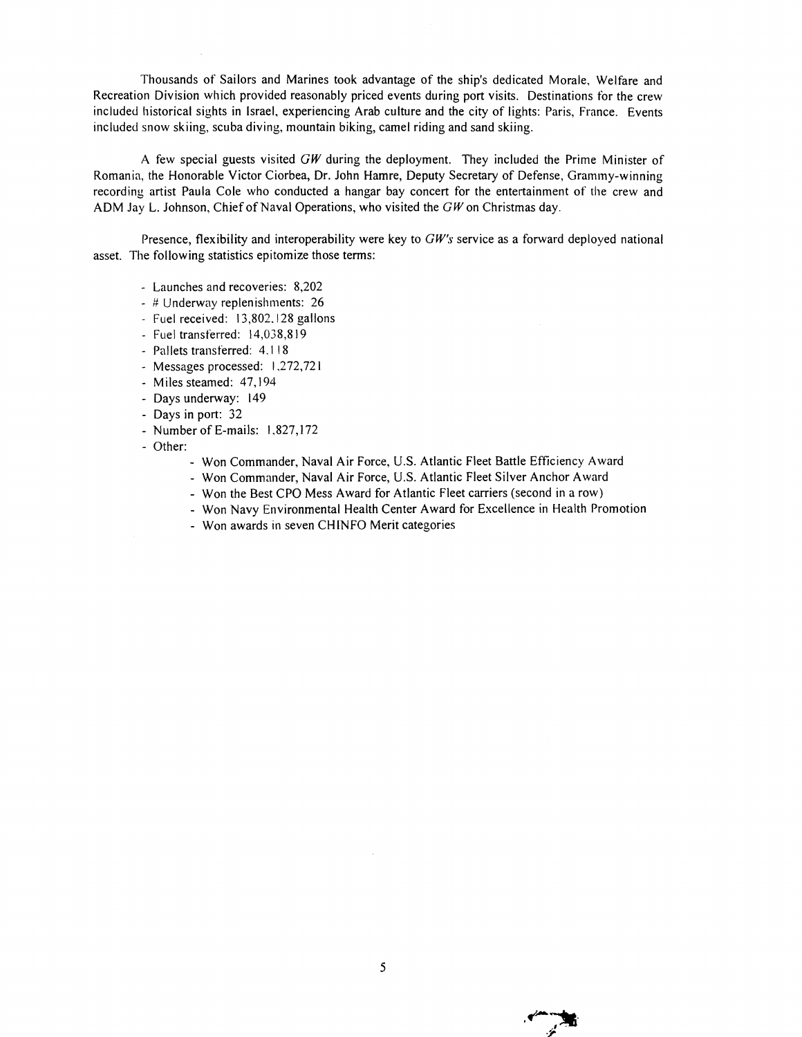Thousands of Sailors and Marines took advantage of the ship's dedicated Morale, Welfare and Recreation Division which provided reasonably priced events during port visits. Destinations for the crew included historical sights in Israel, experiencing Arab culture and the city of lights: Paris, France. Events included snow skiing, scuba diving, mountain biking, camel riding and sand skiing.

A few special guests visited *GW* during the deployment. They included the Prime Minister of Romania, the Honorable Victor Ciorbea, Dr. John Hamre, Deputy Secretary of Defense, Grammy-winning recording artist Paula Cole who conducted a hangar bay concert for the entertainment of the crew and ADM Jay L. Johnson, Chief of Naval Operations, who visited the *GW* on Christmas day.

Presence, flexibility and interoperability were key to *GW's* service as a forward deployed national asset. The following statistics epitomize those terms:

- Launches and recoveries: 8,202
- # Underway replenishments: 26
- Fuel received: 13,802,128 gallons
- Fuel transferred: 14,038,819
- Pallets transferred: 4,118
- Messages processed: 1,272,721
- Miles steamed: 47,194
- Days underway: 149
- Days in port: 32
- Number of E-mails: 1,827,172
- Other:
    - Won Commander, Naval Air Force, U.S. Atlantic Fleet Battle Efficiency Award
    - Won Commander, Naval Air Force, U.S. Atlantic Fleet Silver Anchor Award
    - Won the Best CPO Mess Award for Atlantic Fleet carriers (second in a row)
    - Won Navy Environmental Health Center Award for Excellence in Health Promotion
    - Won awards in seven CHINFO Merit categories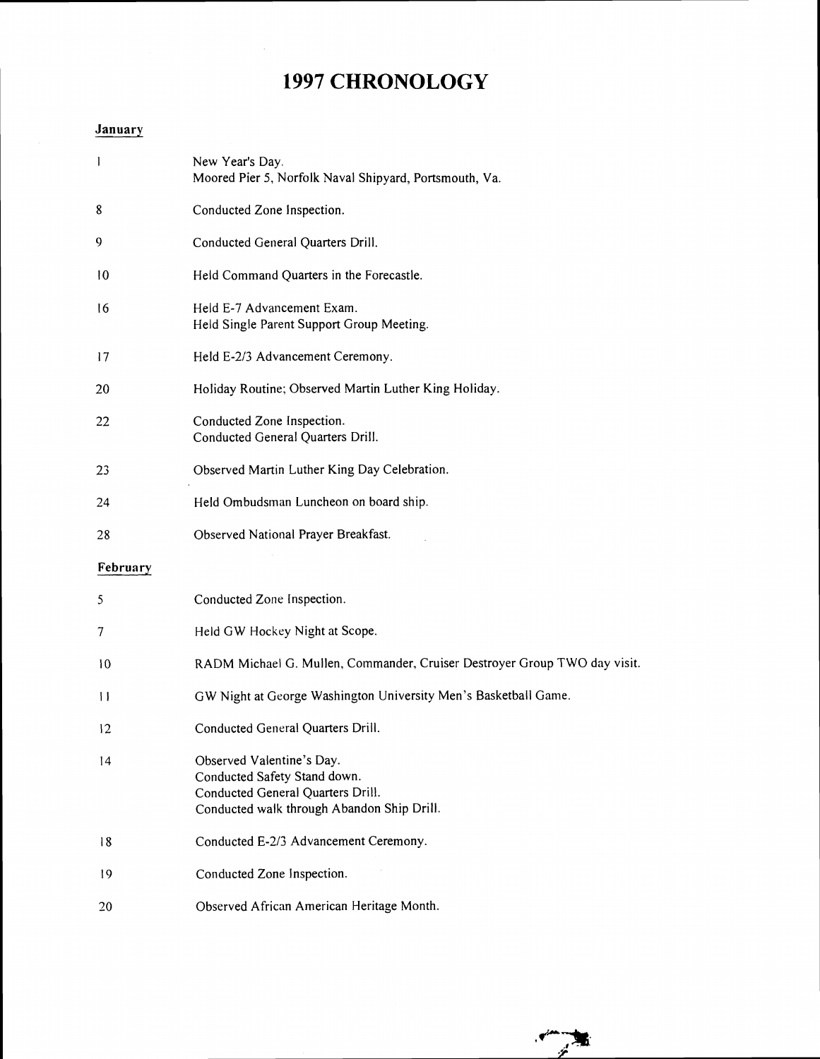# 1997 CHRONOLOGY

**January**

| | |
|---|---|
| 1 | New Year's Day.<br>Moored Pier 5, Norfolk Naval Shipyard, Portsmouth, Va. |
| 8 | Conducted Zone Inspection. |
| 9 | Conducted General Quarters Drill. |
| 10 | Held Command Quarters in the Forecastle. |
| 16 | Held E-7 Advancement Exam.<br>Held Single Parent Support Group Meeting. |
| 17 | Held E-2/3 Advancement Ceremony. |
| 20 | Holiday Routine; Observed Martin Luther King Holiday. |
| 22 | Conducted Zone Inspection.<br>Conducted General Quarters Drill. |
| 23 | Observed Martin Luther King Day Celebration. |
| 24 | Held Ombudsman Luncheon on board ship. |
| 28 | Observed National Prayer Breakfast. |

**February**

| | |
|---|---|
| 5 | Conducted Zone Inspection. |
| 7 | Held GW Hockey Night at Scope. |
| 10 | RADM Michael G. Mullen, Commander, Cruiser Destroyer Group TWO day visit. |
| 11 | GW Night at George Washington University Men's Basketball Game. |
| 12 | Conducted General Quarters Drill. |
| 14 | Observed Valentine's Day.<br>Conducted Safety Stand down.<br>Conducted General Quarters Drill.<br>Conducted walk through Abandon Ship Drill. |
| 18 | Conducted E-2/3 Advancement Ceremony. |
| 19 | Conducted Zone Inspection. |
| 20 | Observed African American Heritage Month. |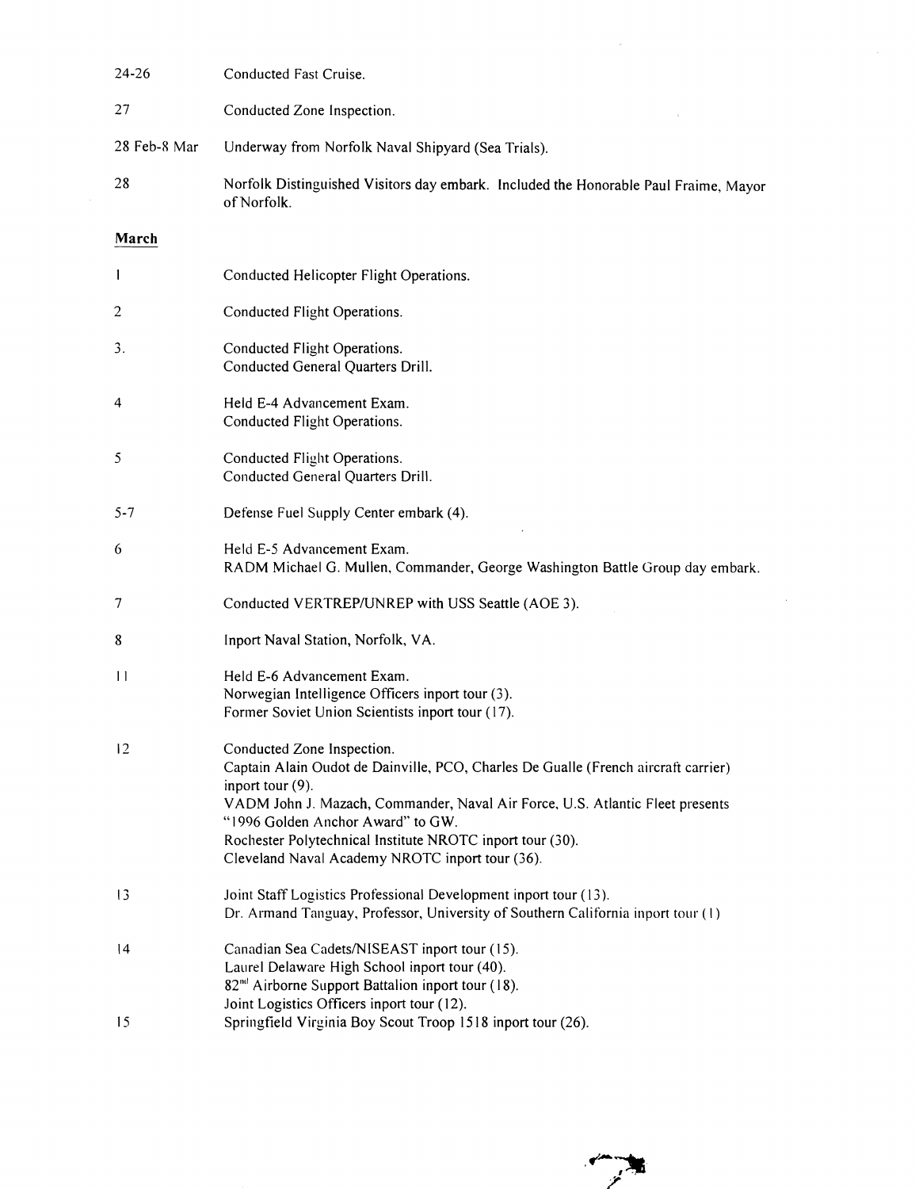| | |
|---|---|
| 24-26 | Conducted Fast Cruise. |
| 27 | Conducted Zone Inspection. |
| 28 Feb-8 Mar | Underway from Norfolk Naval Shipyard (Sea Trials). |
| 28 | Norfolk Distinguished Visitors day embark. Included the Honorable Paul Fraime, Mayor of Norfolk. |

**March**

| | |
|---|---|
| 1 | Conducted Helicopter Flight Operations. |
| 2 | Conducted Flight Operations. |
| 3. | Conducted Flight Operations.<br>Conducted General Quarters Drill. |
| 4 | Held E-4 Advancement Exam.<br>Conducted Flight Operations. |
| 5 | Conducted Flight Operations.<br>Conducted General Quarters Drill. |
| 5-7 | Defense Fuel Supply Center embark (4). |
| 6 | Held E-5 Advancement Exam.<br>RADM Michael G. Mullen, Commander, George Washington Battle Group day embark. |
| 7 | Conducted VERTREP/UNREP with USS Seattle (AOE 3). |
| 8 | Inport Naval Station, Norfolk, VA. |
| 11 | Held E-6 Advancement Exam.<br>Norwegian Intelligence Officers inport tour (3).<br>Former Soviet Union Scientists inport tour (17). |
| 12 | Conducted Zone Inspection.<br>Captain Alain Oudot de Dainville, PCO, Charles De Gualle (French aircraft carrier) inport tour (9).<br>VADM John J. Mazach, Commander, Naval Air Force, U.S. Atlantic Fleet presents "1996 Golden Anchor Award" to GW.<br>Rochester Polytechnical Institute NROTC inport tour (30).<br>Cleveland Naval Academy NROTC inport tour (36). |
| 13 | Joint Staff Logistics Professional Development inport tour (13).<br>Dr. Armand Tanguay, Professor, University of Southern California inport tour (1) |
| 14 | Canadian Sea Cadets/NISEAST inport tour (15).<br>Laurel Delaware High School inport tour (40).<br>82nd Airborne Support Battalion inport tour (18).<br>Joint Logistics Officers inport tour (12). |
| 15 | Springfield Virginia Boy Scout Troop 1518 inport tour (26). |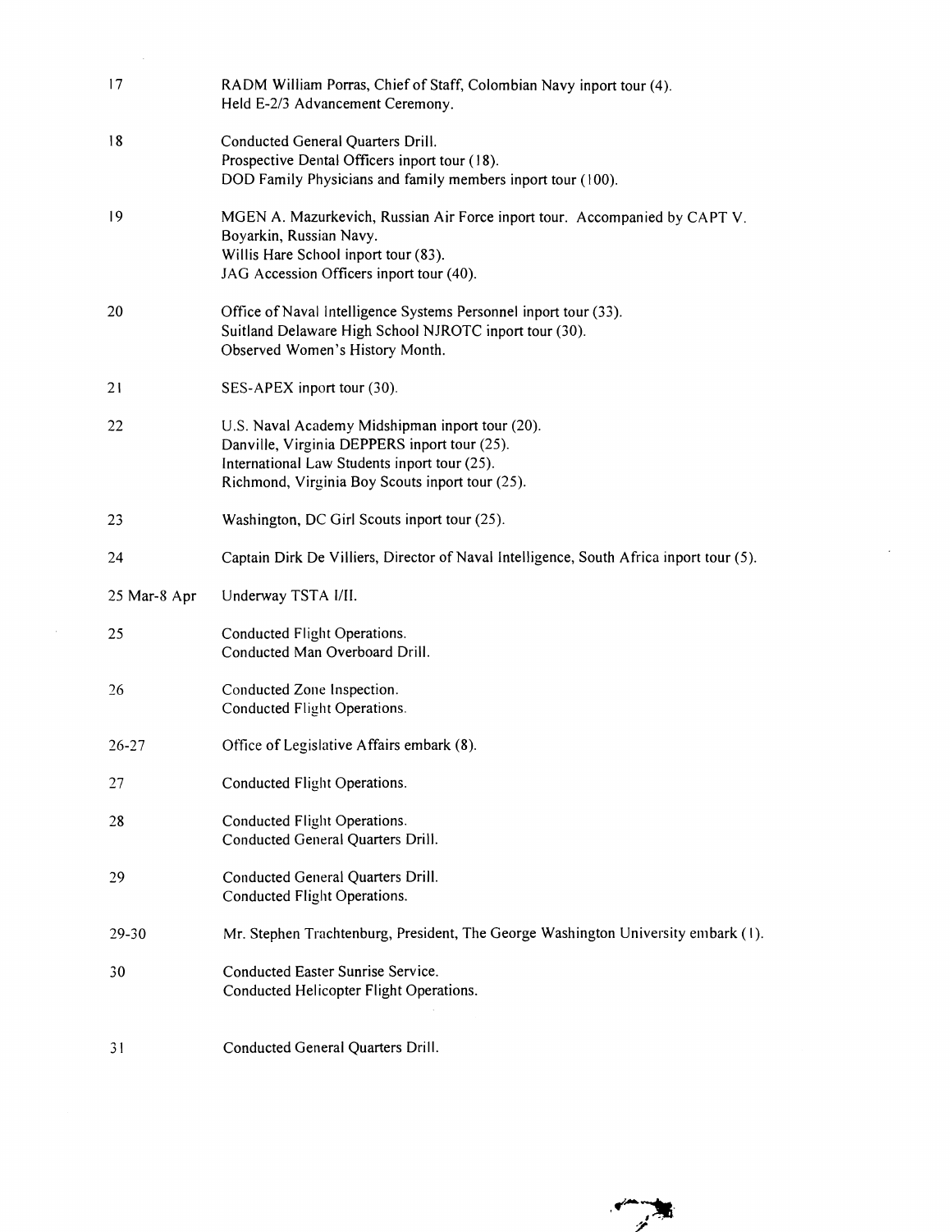| | |
|---|---|
| 17 | RADM William Porras, Chief of Staff, Colombian Navy inport tour (4).<br>Held E-2/3 Advancement Ceremony. |
| 18 | Conducted General Quarters Drill.<br>Prospective Dental Officers inport tour (18).<br>DOD Family Physicians and family members inport tour (100). |
| 19 | MGEN A. Mazurkevich, Russian Air Force inport tour. Accompanied by CAPT V. Boyarkin, Russian Navy.<br>Willis Hare School inport tour (83).<br>JAG Accession Officers inport tour (40). |
| 20 | Office of Naval Intelligence Systems Personnel inport tour (33).<br>Suitland Delaware High School NJROTC inport tour (30).<br>Observed Women's History Month. |
| 21 | SES-APEX inport tour (30). |
| 22 | U.S. Naval Academy Midshipman inport tour (20).<br>Danville, Virginia DEPPERS inport tour (25).<br>International Law Students inport tour (25).<br>Richmond, Virginia Boy Scouts inport tour (25). |
| 23 | Washington, DC Girl Scouts inport tour (25). |
| 24 | Captain Dirk De Villiers, Director of Naval Intelligence, South Africa inport tour (5). |
| 25 Mar-8 Apr | Underway TSTA I/II. |
| 25 | Conducted Flight Operations.<br>Conducted Man Overboard Drill. |
| 26 | Conducted Zone Inspection.<br>Conducted Flight Operations. |
| 26-27 | Office of Legislative Affairs embark (8). |
| 27 | Conducted Flight Operations. |
| 28 | Conducted Flight Operations.<br>Conducted General Quarters Drill. |
| 29 | Conducted General Quarters Drill.<br>Conducted Flight Operations. |
| 29-30 | Mr. Stephen Trachtenburg, President, The George Washington University embark (1). |
| 30 | Conducted Easter Sunrise Service.<br>Conducted Helicopter Flight Operations. |
| 31 | Conducted General Quarters Drill. |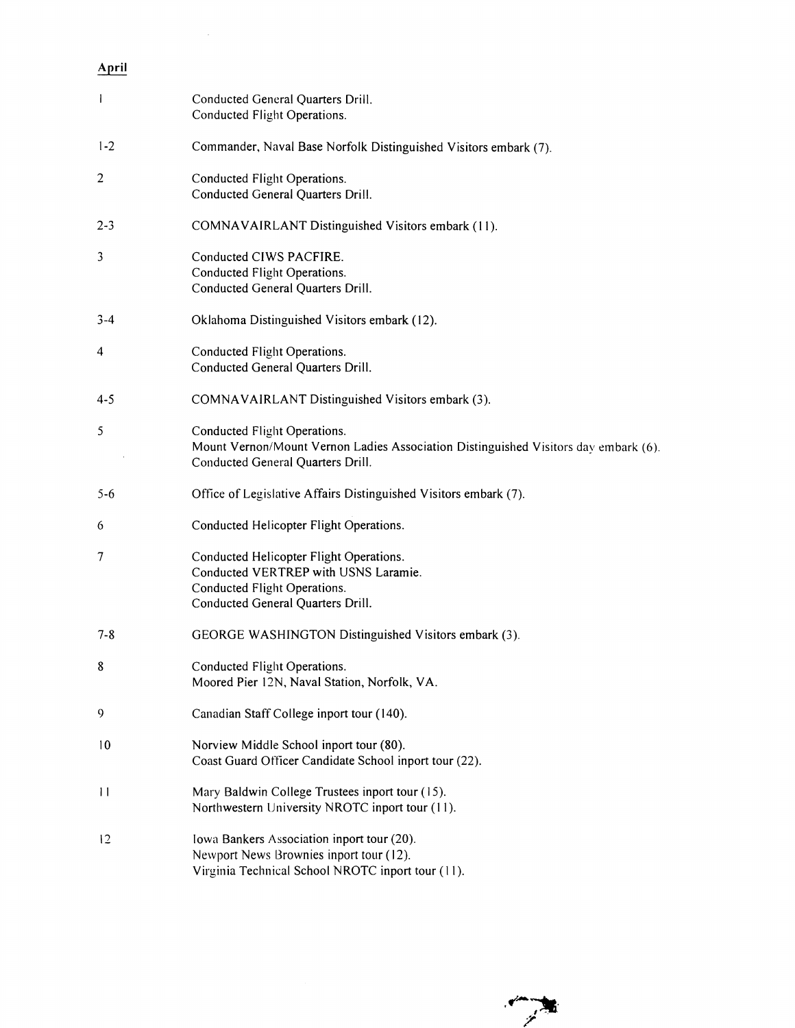**April**

| | |
|---|---|
| 1 | Conducted General Quarters Drill.<br>Conducted Flight Operations. |
| 1-2 | Commander, Naval Base Norfolk Distinguished Visitors embark (7). |
| 2 | Conducted Flight Operations.<br>Conducted General Quarters Drill. |
| 2-3 | COMNAVAIRLANT Distinguished Visitors embark (11). |
| 3 | Conducted CIWS PACFIRE.<br>Conducted Flight Operations.<br>Conducted General Quarters Drill. |
| 3-4 | Oklahoma Distinguished Visitors embark (12). |
| 4 | Conducted Flight Operations.<br>Conducted General Quarters Drill. |
| 4-5 | COMNAVAIRLANT Distinguished Visitors embark (3). |
| 5 | Conducted Flight Operations.<br>Mount Vernon/Mount Vernon Ladies Association Distinguished Visitors day embark (6).<br>Conducted General Quarters Drill. |
| 5-6 | Office of Legislative Affairs Distinguished Visitors embark (7). |
| 6 | Conducted Helicopter Flight Operations. |
| 7 | Conducted Helicopter Flight Operations.<br>Conducted VERTREP with USNS Laramie.<br>Conducted Flight Operations.<br>Conducted General Quarters Drill. |
| 7-8 | GEORGE WASHINGTON Distinguished Visitors embark (3). |
| 8 | Conducted Flight Operations.<br>Moored Pier 12N, Naval Station, Norfolk, VA. |
| 9 | Canadian Staff College inport tour (140). |
| 10 | Norview Middle School inport tour (80).<br>Coast Guard Officer Candidate School inport tour (22). |
| 11 | Mary Baldwin College Trustees inport tour (15).<br>Northwestern University NROTC inport tour (11). |
| 12 | Iowa Bankers Association inport tour (20).<br>Newport News Brownies inport tour (12).<br>Virginia Technical School NROTC inport tour (11). |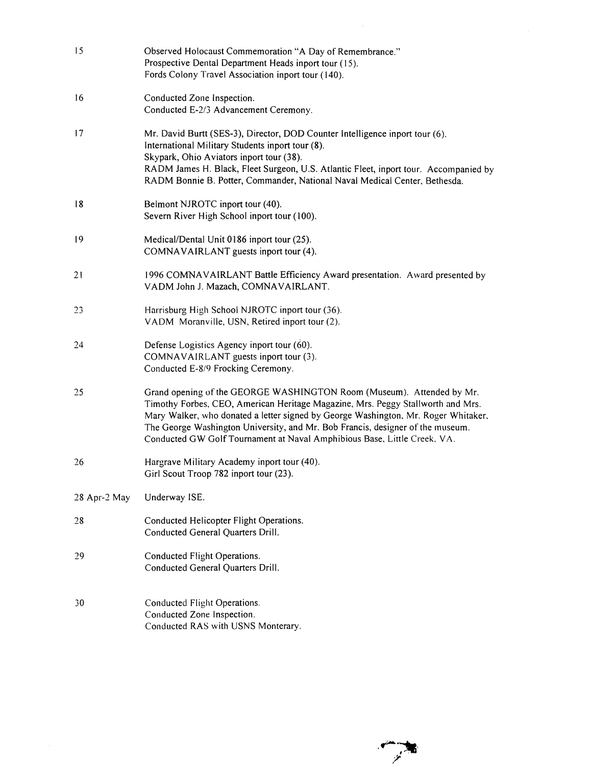| | |
|---|---|
| 15 | Observed Holocaust Commemoration "A Day of Remembrance."<br>Prospective Dental Department Heads inport tour (15).<br>Fords Colony Travel Association inport tour (140). |
| 16 | Conducted Zone Inspection.<br>Conducted E-2/3 Advancement Ceremony. |
| 17 | Mr. David Burtt (SES-3), Director, DOD Counter Intelligence inport tour (6).<br>International Military Students inport tour (8).<br>Skypark, Ohio Aviators inport tour (38).<br>RADM James H. Black, Fleet Surgeon, U.S. Atlantic Fleet, inport tour. Accompanied by RADM Bonnie B. Potter, Commander, National Naval Medical Center, Bethesda. |
| 18 | Belmont NJROTC inport tour (40).<br>Severn River High School inport tour (100). |
| 19 | Medical/Dental Unit 0186 inport tour (25).<br>COMNAVAIRLANT guests inport tour (4). |
| 21 | 1996 COMNAVAIRLANT Battle Efficiency Award presentation. Award presented by VADM John J. Mazach, COMNAVAIRLANT. |
| 23 | Harrisburg High School NJROTC inport tour (36).<br>VADM Moranville, USN, Retired inport tour (2). |
| 24 | Defense Logistics Agency inport tour (60).<br>COMNAVAIRLANT guests inport tour (3).<br>Conducted E-8/9 Frocking Ceremony. |
| 25 | Grand opening of the GEORGE WASHINGTON Room (Museum). Attended by Mr. Timothy Forbes, CEO, American Heritage Magazine, Mrs. Peggy Stallworth and Mrs. Mary Walker, who donated a letter signed by George Washington, Mr. Roger Whitaker, The George Washington University, and Mr. Bob Francis, designer of the museum.<br>Conducted GW Golf Tournament at Naval Amphibious Base, Little Creek, VA. |
| 26 | Hargrave Military Academy inport tour (40).<br>Girl Scout Troop 782 inport tour (23). |
| 28 Apr-2 May | Underway ISE. |
| 28 | Conducted Helicopter Flight Operations.<br>Conducted General Quarters Drill. |
| 29 | Conducted Flight Operations.<br>Conducted General Quarters Drill. |
| 30 | Conducted Flight Operations.<br>Conducted Zone Inspection.<br>Conducted RAS with USNS Monterary. |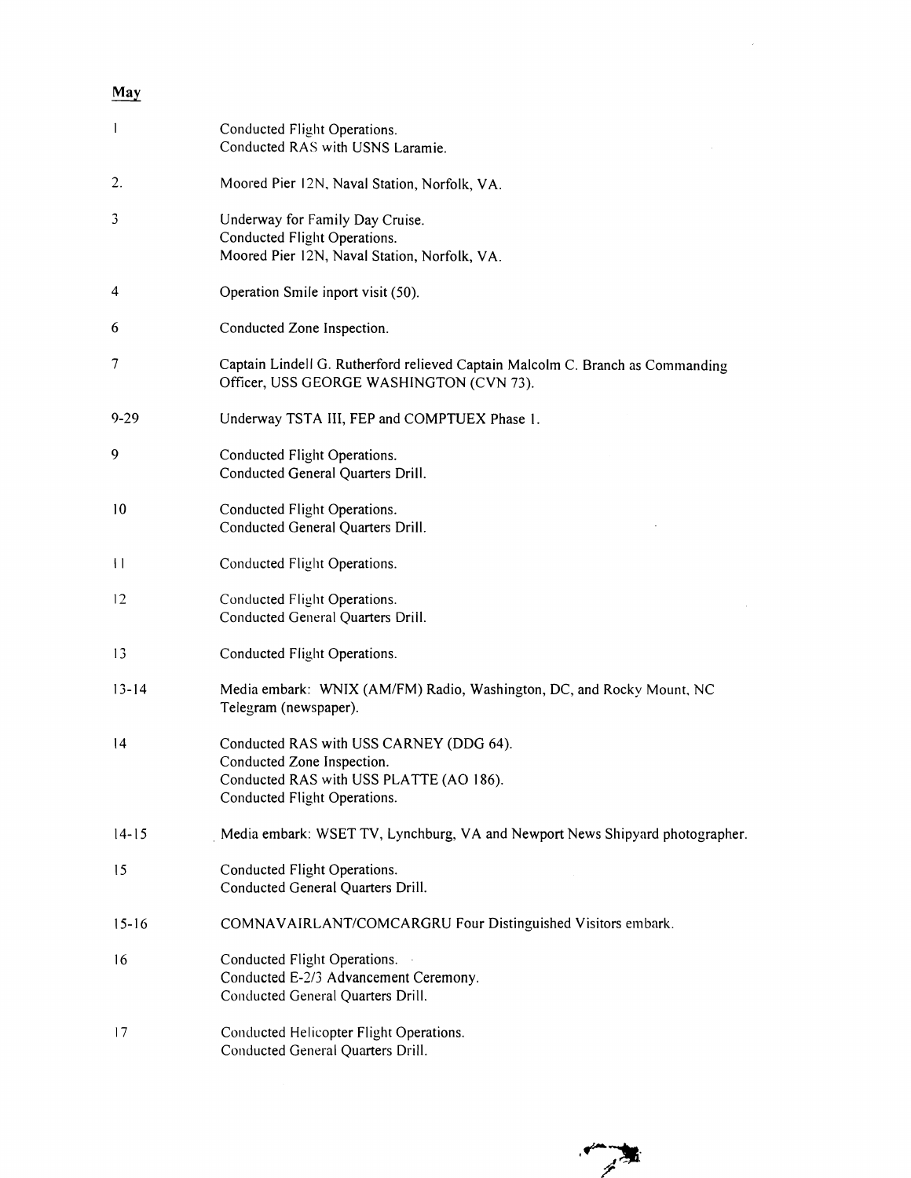**May**

| | |
|---|---|
| 1 | Conducted Flight Operations.<br>Conducted RAS with USNS Laramie. |
| 2. | Moored Pier 12N, Naval Station, Norfolk, VA. |
| 3 | Underway for Family Day Cruise.<br>Conducted Flight Operations.<br>Moored Pier 12N, Naval Station, Norfolk, VA. |
| 4 | Operation Smile inport visit (50). |
| 6 | Conducted Zone Inspection. |
| 7 | Captain Lindell G. Rutherford relieved Captain Malcolm C. Branch as Commanding Officer, USS GEORGE WASHINGTON (CVN 73). |
| 9-29 | Underway TSTA III, FEP and COMPTUEX Phase 1. |
| 9 | Conducted Flight Operations.<br>Conducted General Quarters Drill. |
| 10 | Conducted Flight Operations.<br>Conducted General Quarters Drill. |
| 11 | Conducted Flight Operations. |
| 12 | Conducted Flight Operations.<br>Conducted General Quarters Drill. |
| 13 | Conducted Flight Operations. |
| 13-14 | Media embark: WNIX (AM/FM) Radio, Washington, DC, and Rocky Mount, NC Telegram (newspaper). |
| 14 | Conducted RAS with USS CARNEY (DDG 64).<br>Conducted Zone Inspection.<br>Conducted RAS with USS PLATTE (AO 186).<br>Conducted Flight Operations. |
| 14-15 | Media embark: WSET TV, Lynchburg, VA and Newport News Shipyard photographer. |
| 15 | Conducted Flight Operations.<br>Conducted General Quarters Drill. |
| 15-16 | COMNAVAIRLANT/COMCARGRU Four Distinguished Visitors embark. |
| 16 | Conducted Flight Operations.<br>Conducted E-2/3 Advancement Ceremony.<br>Conducted General Quarters Drill. |
| 17 | Conducted Helicopter Flight Operations.<br>Conducted General Quarters Drill. |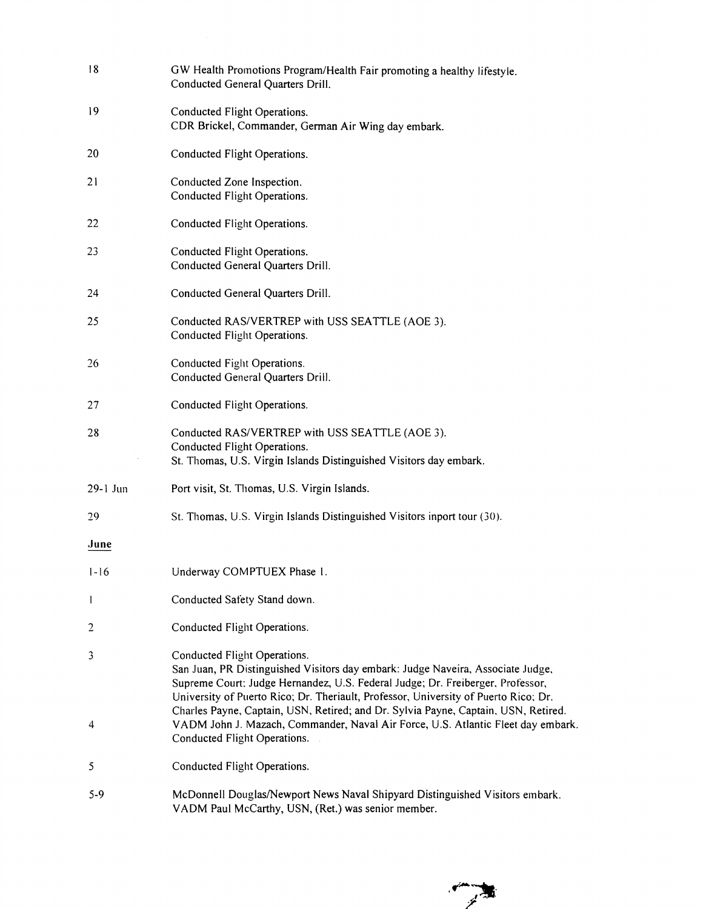| | |
|---|---|
| 18 | GW Health Promotions Program/Health Fair promoting a healthy lifestyle.<br>Conducted General Quarters Drill. |
| 19 | Conducted Flight Operations.<br>CDR Brickel, Commander, German Air Wing day embark. |
| 20 | Conducted Flight Operations. |
| 21 | Conducted Zone Inspection.<br>Conducted Flight Operations. |
| 22 | Conducted Flight Operations. |
| 23 | Conducted Flight Operations.<br>Conducted General Quarters Drill. |
| 24 | Conducted General Quarters Drill. |
| 25 | Conducted RAS/VERTREP with USS SEATTLE (AOE 3).<br>Conducted Flight Operations. |
| 26 | Conducted Fight Operations.<br>Conducted General Quarters Drill. |
| 27 | Conducted Flight Operations. |
| 28 | Conducted RAS/VERTREP with USS SEATTLE (AOE 3).<br>Conducted Flight Operations.<br>St. Thomas, U.S. Virgin Islands Distinguished Visitors day embark. |
| 29-1 Jun | Port visit, St. Thomas, U.S. Virgin Islands. |
| 29 | St. Thomas, U.S. Virgin Islands Distinguished Visitors inport tour (30). |

**June**

| | |
|---|---|
| 1-16 | Underway COMPTUEX Phase 1. |
| 1 | Conducted Safety Stand down. |
| 2 | Conducted Flight Operations. |
| 3 | Conducted Flight Operations.<br>San Juan, PR Distinguished Visitors day embark: Judge Naveira, Associate Judge, Supreme Court; Judge Hernandez, U.S. Federal Judge; Dr. Freiberger, Professor, University of Puerto Rico; Dr. Theriault, Professor, University of Puerto Rico; Dr. Charles Payne, Captain, USN, Retired; and Dr. Sylvia Payne, Captain, USN, Retired. |
| 4 | VADM John J. Mazach, Commander, Naval Air Force, U.S. Atlantic Fleet day embark.<br>Conducted Flight Operations. |
| 5 | Conducted Flight Operations. |
| 5-9 | McDonnell Douglas/Newport News Naval Shipyard Distinguished Visitors embark.<br>VADM Paul McCarthy, USN, (Ret.) was senior member. |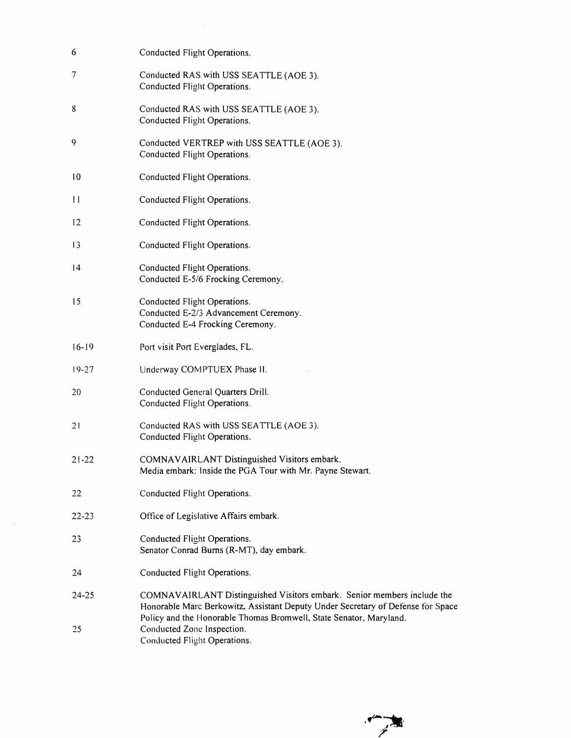| | |
|---|---|
| 6 | Conducted Flight Operations. |
| 7 | Conducted RAS with USS SEATTLE (AOE 3).<br>Conducted Flight Operations. |
| 8 | Conducted RAS with USS SEATTLE (AOE 3).<br>Conducted Flight Operations. |
| 9 | Conducted VERTREP with USS SEATTLE (AOE 3).<br>Conducted Flight Operations. |
| 10 | Conducted Flight Operations. |
| 11 | Conducted Flight Operations. |
| 12 | Conducted Flight Operations. |
| 13 | Conducted Flight Operations. |
| 14 | Conducted Flight Operations.<br>Conducted E-5/6 Frocking Ceremony. |
| 15 | Conducted Flight Operations.<br>Conducted E-2/3 Advancement Ceremony.<br>Conducted E-4 Frocking Ceremony. |
| 16-19 | Port visit Port Everglades, FL. |
| 19-27 | Underway COMPTUEX Phase II. |
| 20 | Conducted General Quarters Drill.<br>Conducted Flight Operations. |
| 21 | Conducted RAS with USS SEATTLE (AOE 3).<br>Conducted Flight Operations. |
| 21-22 | COMNAVAIRLANT Distinguished Visitors embark.<br>Media embark: Inside the PGA Tour with Mr. Payne Stewart. |
| 22 | Conducted Flight Operations. |
| 22-23 | Office of Legislative Affairs embark. |
| 23 | Conducted Flight Operations.<br>Senator Conrad Burns (R-MT), day embark. |
| 24 | Conducted Flight Operations. |
| 24-25 | COMNAVAIRLANT Distinguished Visitors embark. Senior members include the Honorable Marc Berkowitz, Assistant Deputy Under Secretary of Defense for Space Policy and the Honorable Thomas Bromwell, State Senator, Maryland. |
| 25 | Conducted Zone Inspection.<br>Conducted Flight Operations. |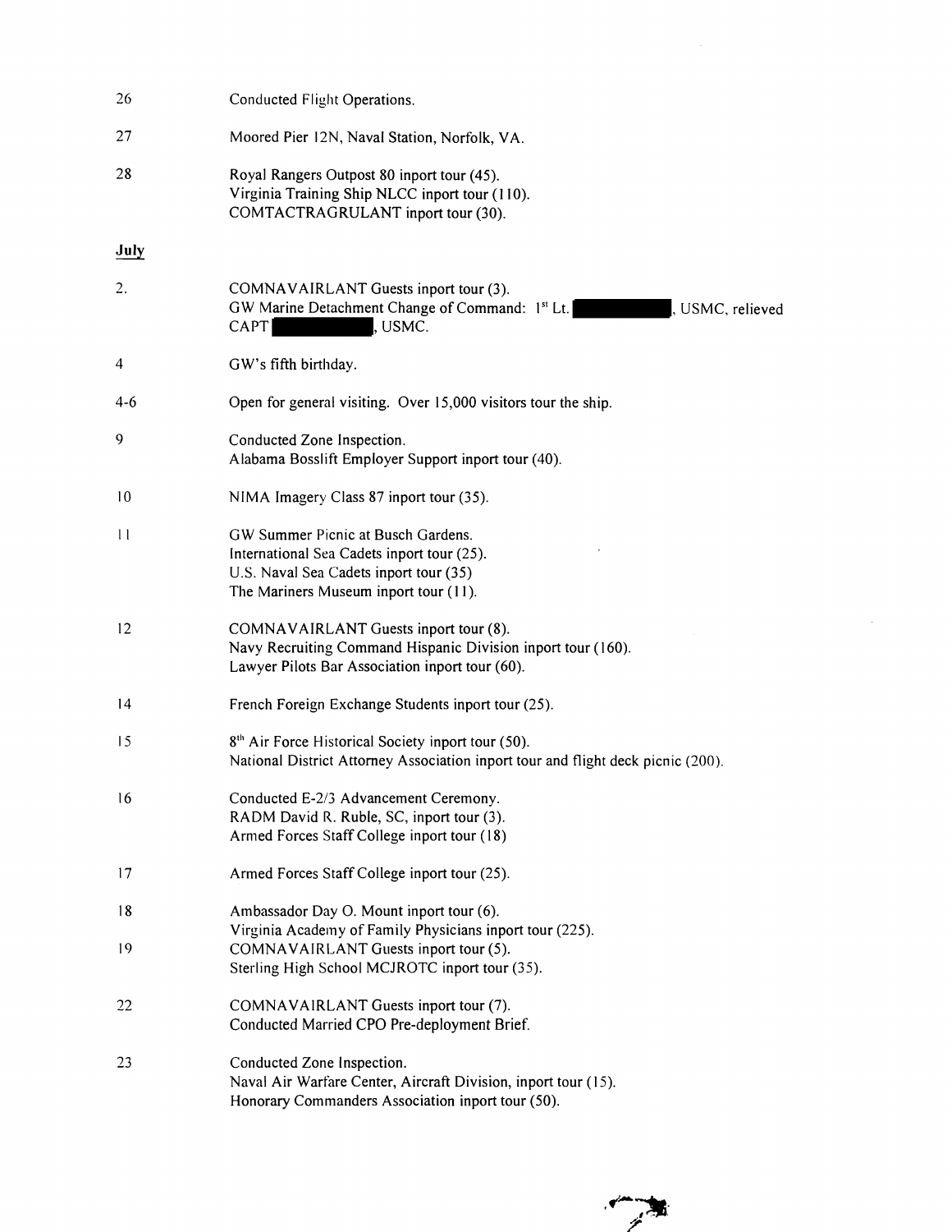| | |
|---|---|
| 26 | Conducted Flight Operations. |
| 27 | Moored Pier 12N, Naval Station, Norfolk, VA. |
| 28 | Royal Rangers Outpost 80 inport tour (45).<br>Virginia Training Ship NLCC inport tour (110).<br>COMTACTRAGRULANT inport tour (30). |

**July**

| | |
|---|---|
| 2. | COMNAVAIRLANT Guests inport tour (3).<br>GW Marine Detachment Change of Command: 1st Lt. ██████, USMC, relieved CAPT ██████, USMC. |
| 4 | GW's fifth birthday. |
| 4-6 | Open for general visiting. Over 15,000 visitors tour the ship. |
| 9 | Conducted Zone Inspection.<br>Alabama Bosslift Employer Support inport tour (40). |
| 10 | NIMA Imagery Class 87 inport tour (35). |
| 11 | GW Summer Picnic at Busch Gardens.<br>International Sea Cadets inport tour (25).<br>U.S. Naval Sea Cadets inport tour (35)<br>The Mariners Museum inport tour (11). |
| 12 | COMNAVAIRLANT Guests inport tour (8).<br>Navy Recruiting Command Hispanic Division inport tour (160).<br>Lawyer Pilots Bar Association inport tour (60). |
| 14 | French Foreign Exchange Students inport tour (25). |
| 15 | 8th Air Force Historical Society inport tour (50).<br>National District Attorney Association inport tour and flight deck picnic (200). |
| 16 | Conducted E-2/3 Advancement Ceremony.<br>RADM David R. Ruble, SC, inport tour (3).<br>Armed Forces Staff College inport tour (18) |
| 17 | Armed Forces Staff College inport tour (25). |
| 18 | Ambassador Day O. Mount inport tour (6).<br>Virginia Academy of Family Physicians inport tour (225). |
| 19 | COMNAVAIRLANT Guests inport tour (5).<br>Sterling High School MCJROTC inport tour (35). |
| 22 | COMNAVAIRLANT Guests inport tour (7).<br>Conducted Married CPO Pre-deployment Brief. |
| 23 | Conducted Zone Inspection.<br>Naval Air Warfare Center, Aircraft Division, inport tour (15).<br>Honorary Commanders Association inport tour (50). |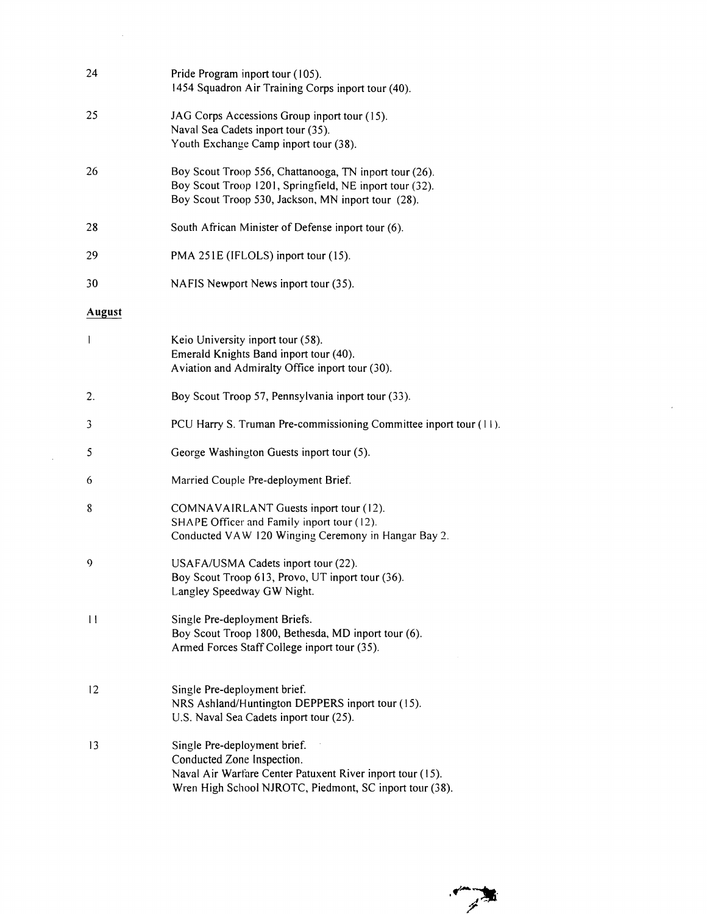24 Pride Program inport tour (105).
1454 Squadron Air Training Corps inport tour (40).

25 JAG Corps Accessions Group inport tour (15).
Naval Sea Cadets inport tour (35).
Youth Exchange Camp inport tour (38).

26 Boy Scout Troop 556, Chattanooga, TN inport tour (26).
Boy Scout Troop 1201, Springfield, NE inport tour (32).
Boy Scout Troop 530, Jackson, MN inport tour (28).

28 South African Minister of Defense inport tour (6).

29 PMA 251E (IFLOLS) inport tour (15).

30 NAFIS Newport News inport tour (35).

**August**

1 Keio University inport tour (58).
Emerald Knights Band inport tour (40).
Aviation and Admiralty Office inport tour (30).

2. Boy Scout Troop 57, Pennsylvania inport tour (33).

3 PCU Harry S. Truman Pre-commissioning Committee inport tour (11).

5 George Washington Guests inport tour (5).

6 Married Couple Pre-deployment Brief.

8 COMNAVAIRLANT Guests inport tour (12).
SHAPE Officer and Family inport tour (12).
Conducted VAW 120 Winging Ceremony in Hangar Bay 2.

9 USAFA/USMA Cadets inport tour (22).
Boy Scout Troop 613, Provo, UT inport tour (36).
Langley Speedway GW Night.

11 Single Pre-deployment Briefs.
Boy Scout Troop 1800, Bethesda, MD inport tour (6).
Armed Forces Staff College inport tour (35).

12 Single Pre-deployment brief.
NRS Ashland/Huntington DEPPERS inport tour (15).
U.S. Naval Sea Cadets inport tour (25).

13 Single Pre-deployment brief.
Conducted Zone Inspection.
Naval Air Warfare Center Patuxent River inport tour (15).
Wren High School NJROTC, Piedmont, SC inport tour (38).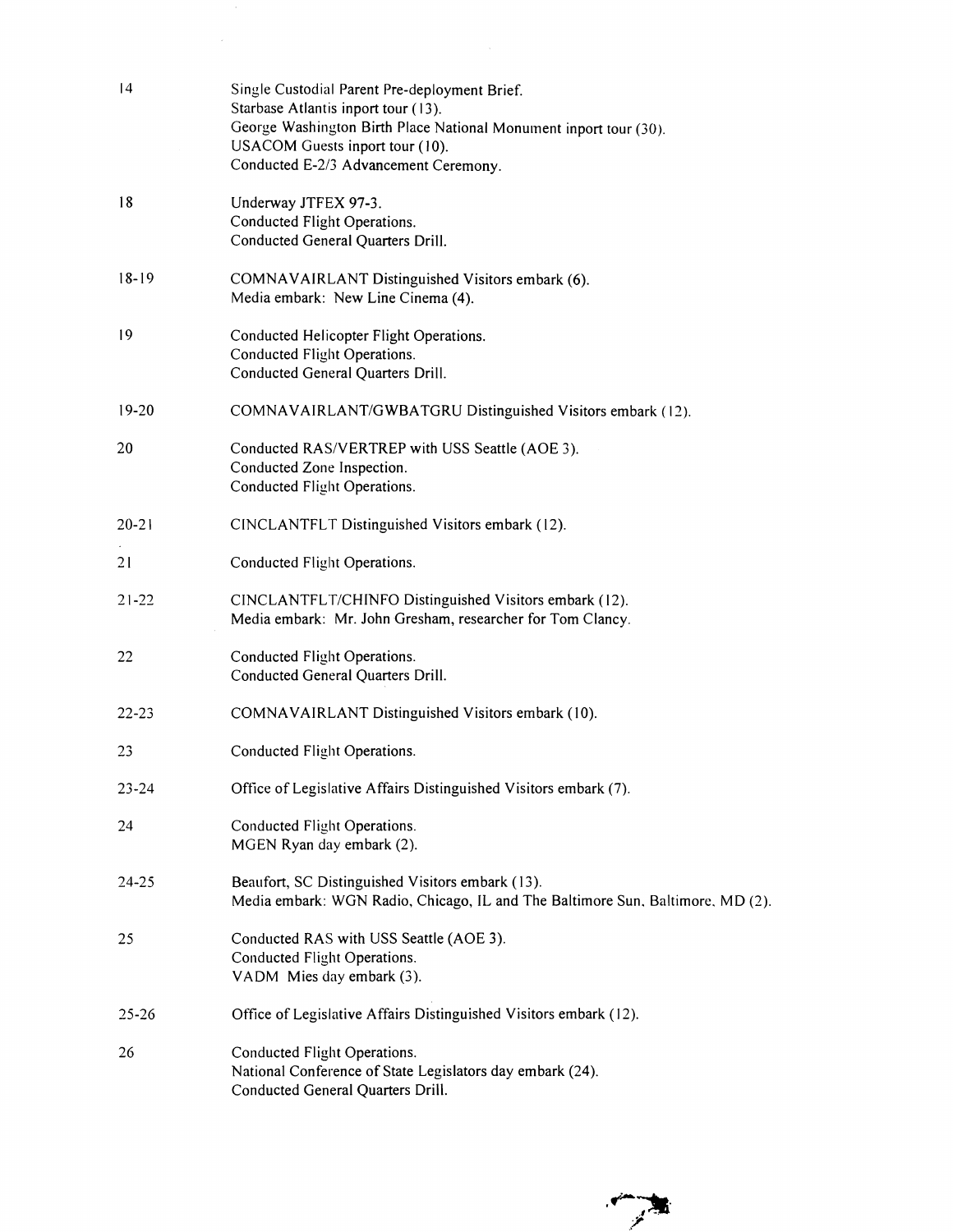| | |
|---|---|
| 14 | Single Custodial Parent Pre-deployment Brief.<br>Starbase Atlantis inport tour (13).<br>George Washington Birth Place National Monument inport tour (30).<br>USACOM Guests inport tour (10).<br>Conducted E-2/3 Advancement Ceremony. |
| 18 | Underway JTFEX 97-3.<br>Conducted Flight Operations.<br>Conducted General Quarters Drill. |
| 18-19 | COMNAVAIRLANT Distinguished Visitors embark (6).<br>Media embark: New Line Cinema (4). |
| 19 | Conducted Helicopter Flight Operations.<br>Conducted Flight Operations.<br>Conducted General Quarters Drill. |
| 19-20 | COMNAVAIRLANT/GWBATGRU Distinguished Visitors embark (12). |
| 20 | Conducted RAS/VERTREP with USS Seattle (AOE 3).<br>Conducted Zone Inspection.<br>Conducted Flight Operations. |
| 20-21 | CINCLANTFLT Distinguished Visitors embark (12). |
| 21 | Conducted Flight Operations. |
| 21-22 | CINCLANTFLT/CHINFO Distinguished Visitors embark (12).<br>Media embark: Mr. John Gresham, researcher for Tom Clancy. |
| 22 | Conducted Flight Operations.<br>Conducted General Quarters Drill. |
| 22-23 | COMNAVAIRLANT Distinguished Visitors embark (10). |
| 23 | Conducted Flight Operations. |
| 23-24 | Office of Legislative Affairs Distinguished Visitors embark (7). |
| 24 | Conducted Flight Operations.<br>MGEN Ryan day embark (2). |
| 24-25 | Beaufort, SC Distinguished Visitors embark (13).<br>Media embark: WGN Radio, Chicago, IL and The Baltimore Sun, Baltimore, MD (2). |
| 25 | Conducted RAS with USS Seattle (AOE 3).<br>Conducted Flight Operations.<br>VADM Mies day embark (3). |
| 25-26 | Office of Legislative Affairs Distinguished Visitors embark (12). |
| 26 | Conducted Flight Operations.<br>National Conference of State Legislators day embark (24).<br>Conducted General Quarters Drill. |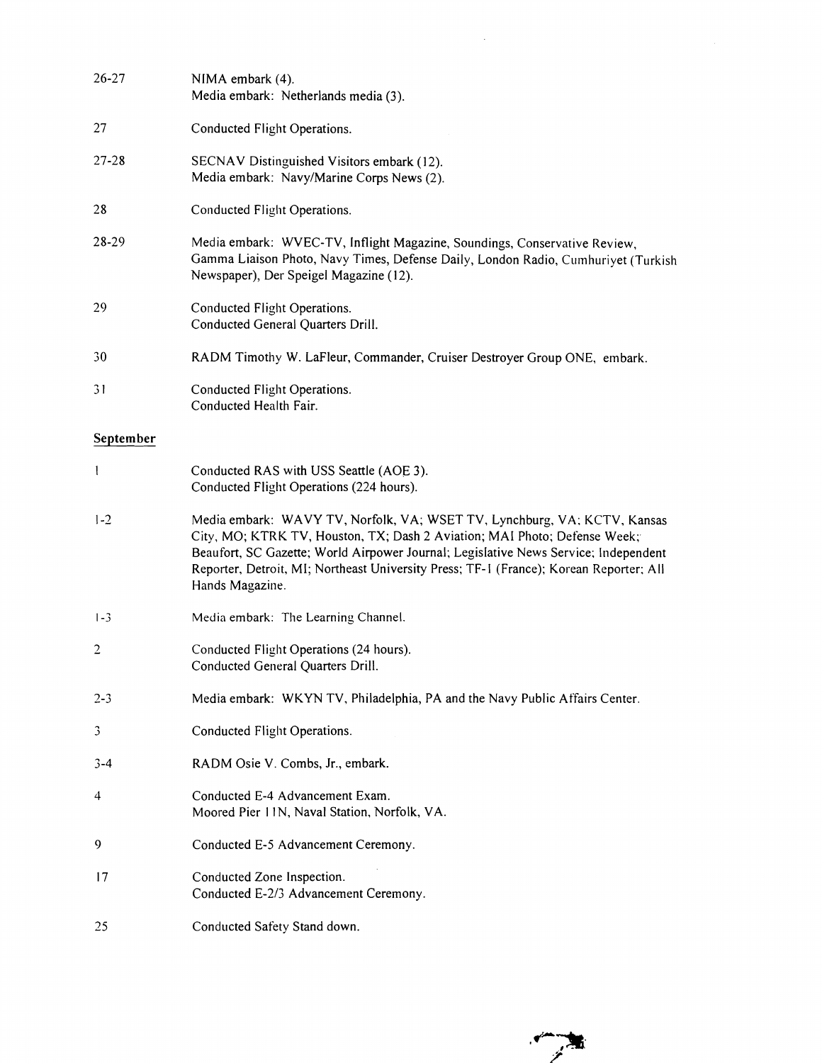| | |
|---|---|
| 26-27 | NIMA embark (4).<br>Media embark: Netherlands media (3). |
| 27 | Conducted Flight Operations. |
| 27-28 | SECNAV Distinguished Visitors embark (12).<br>Media embark: Navy/Marine Corps News (2). |
| 28 | Conducted Flight Operations. |
| 28-29 | Media embark: WVEC-TV, Inflight Magazine, Soundings, Conservative Review, Gamma Liaison Photo, Navy Times, Defense Daily, London Radio, Cumhuriyet (Turkish Newspaper), Der Speigel Magazine (12). |
| 29 | Conducted Flight Operations.<br>Conducted General Quarters Drill. |
| 30 | RADM Timothy W. LaFleur, Commander, Cruiser Destroyer Group ONE, embark. |
| 31 | Conducted Flight Operations.<br>Conducted Health Fair. |

**September**

| | |
|---|---|
| 1 | Conducted RAS with USS Seattle (AOE 3).<br>Conducted Flight Operations (224 hours). |
| 1-2 | Media embark: WAVY TV, Norfolk, VA; WSET TV, Lynchburg, VA; KCTV, Kansas City, MO; KTRK TV, Houston, TX; Dash 2 Aviation; MAI Photo; Defense Week; Beaufort, SC Gazette; World Airpower Journal; Legislative News Service; Independent Reporter, Detroit, MI; Northeast University Press; TF-1 (France); Korean Reporter; All Hands Magazine. |
| 1-3 | Media embark: The Learning Channel. |
| 2 | Conducted Flight Operations (24 hours).<br>Conducted General Quarters Drill. |
| 2-3 | Media embark: WKYN TV, Philadelphia, PA and the Navy Public Affairs Center. |
| 3 | Conducted Flight Operations. |
| 3-4 | RADM Osie V. Combs, Jr., embark. |
| 4 | Conducted E-4 Advancement Exam.<br>Moored Pier 11N, Naval Station, Norfolk, VA. |
| 9 | Conducted E-5 Advancement Ceremony. |
| 17 | Conducted Zone Inspection.<br>Conducted E-2/3 Advancement Ceremony. |
| 25 | Conducted Safety Stand down. |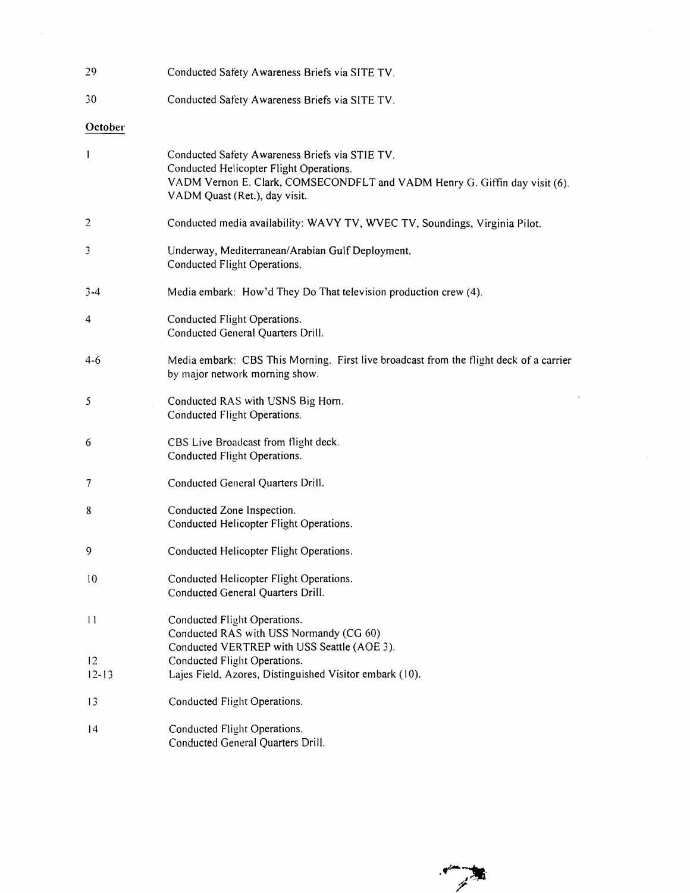| | |
|---|---|
| 29 | Conducted Safety Awareness Briefs via SITE TV. |
| 30 | Conducted Safety Awareness Briefs via SITE TV. |

**October**

| | |
|---|---|
| 1 | Conducted Safety Awareness Briefs via STIE TV.<br>Conducted Helicopter Flight Operations.<br>VADM Vernon E. Clark, COMSECONDFLT and VADM Henry G. Giffin day visit (6).<br>VADM Quast (Ret.), day visit. |
| 2 | Conducted media availability: WAVY TV, WVEC TV, Soundings, Virginia Pilot. |
| 3 | Underway, Mediterranean/Arabian Gulf Deployment.<br>Conducted Flight Operations. |
| 3-4 | Media embark: How'd They Do That television production crew (4). |
| 4 | Conducted Flight Operations.<br>Conducted General Quarters Drill. |
| 4-6 | Media embark: CBS This Morning. First live broadcast from the flight deck of a carrier by major network morning show. |
| 5 | Conducted RAS with USNS Big Horn.<br>Conducted Flight Operations. |
| 6 | CBS Live Broadcast from flight deck.<br>Conducted Flight Operations. |
| 7 | Conducted General Quarters Drill. |
| 8 | Conducted Zone Inspection.<br>Conducted Helicopter Flight Operations. |
| 9 | Conducted Helicopter Flight Operations. |
| 10 | Conducted Helicopter Flight Operations.<br>Conducted General Quarters Drill. |
| 11 | Conducted Flight Operations.<br>Conducted RAS with USS Normandy (CG 60)<br>Conducted VERTREP with USS Seattle (AOE 3). |
| 12 | Conducted Flight Operations. |
| 12-13 | Lajes Field, Azores, Distinguished Visitor embark (10). |
| 13 | Conducted Flight Operations. |
| 14 | Conducted Flight Operations.<br>Conducted General Quarters Drill. |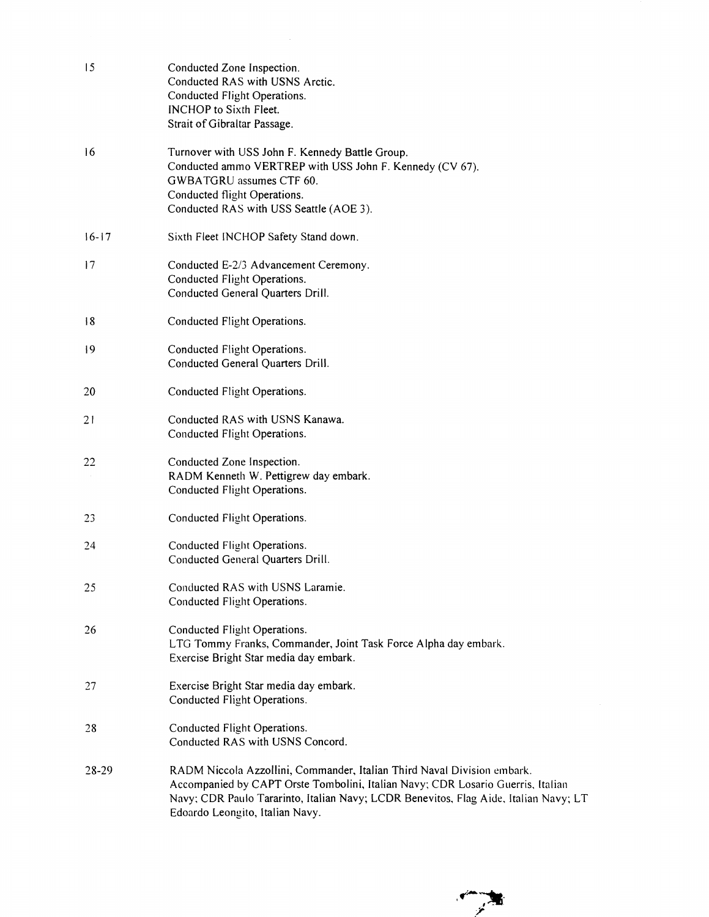| | |
|---|---|
| 15 | Conducted Zone Inspection.<br>Conducted RAS with USNS Arctic.<br>Conducted Flight Operations.<br>INCHOP to Sixth Fleet.<br>Strait of Gibraltar Passage. |
| 16 | Turnover with USS John F. Kennedy Battle Group.<br>Conducted ammo VERTREP with USS John F. Kennedy (CV 67).<br>GWBATGRU assumes CTF 60.<br>Conducted flight Operations.<br>Conducted RAS with USS Seattle (AOE 3). |
| 16-17 | Sixth Fleet INCHOP Safety Stand down. |
| 17 | Conducted E-2/3 Advancement Ceremony.<br>Conducted Flight Operations.<br>Conducted General Quarters Drill. |
| 18 | Conducted Flight Operations. |
| 19 | Conducted Flight Operations.<br>Conducted General Quarters Drill. |
| 20 | Conducted Flight Operations. |
| 21 | Conducted RAS with USNS Kanawa.<br>Conducted Flight Operations. |
| 22 | Conducted Zone Inspection.<br>RADM Kenneth W. Pettigrew day embark.<br>Conducted Flight Operations. |
| 23 | Conducted Flight Operations. |
| 24 | Conducted Flight Operations.<br>Conducted General Quarters Drill. |
| 25 | Conducted RAS with USNS Laramie.<br>Conducted Flight Operations. |
| 26 | Conducted Flight Operations.<br>LTG Tommy Franks, Commander, Joint Task Force Alpha day embark.<br>Exercise Bright Star media day embark. |
| 27 | Exercise Bright Star media day embark.<br>Conducted Flight Operations. |
| 28 | Conducted Flight Operations.<br>Conducted RAS with USNS Concord. |
| 28-29 | RADM Niccola Azzollini, Commander, Italian Third Naval Division embark. Accompanied by CAPT Orste Tombolini, Italian Navy; CDR Losario Guerris, Italian Navy; CDR Paulo Tararinto, Italian Navy; LCDR Benevitos, Flag Aide, Italian Navy; LT Edoardo Leongito, Italian Navy. |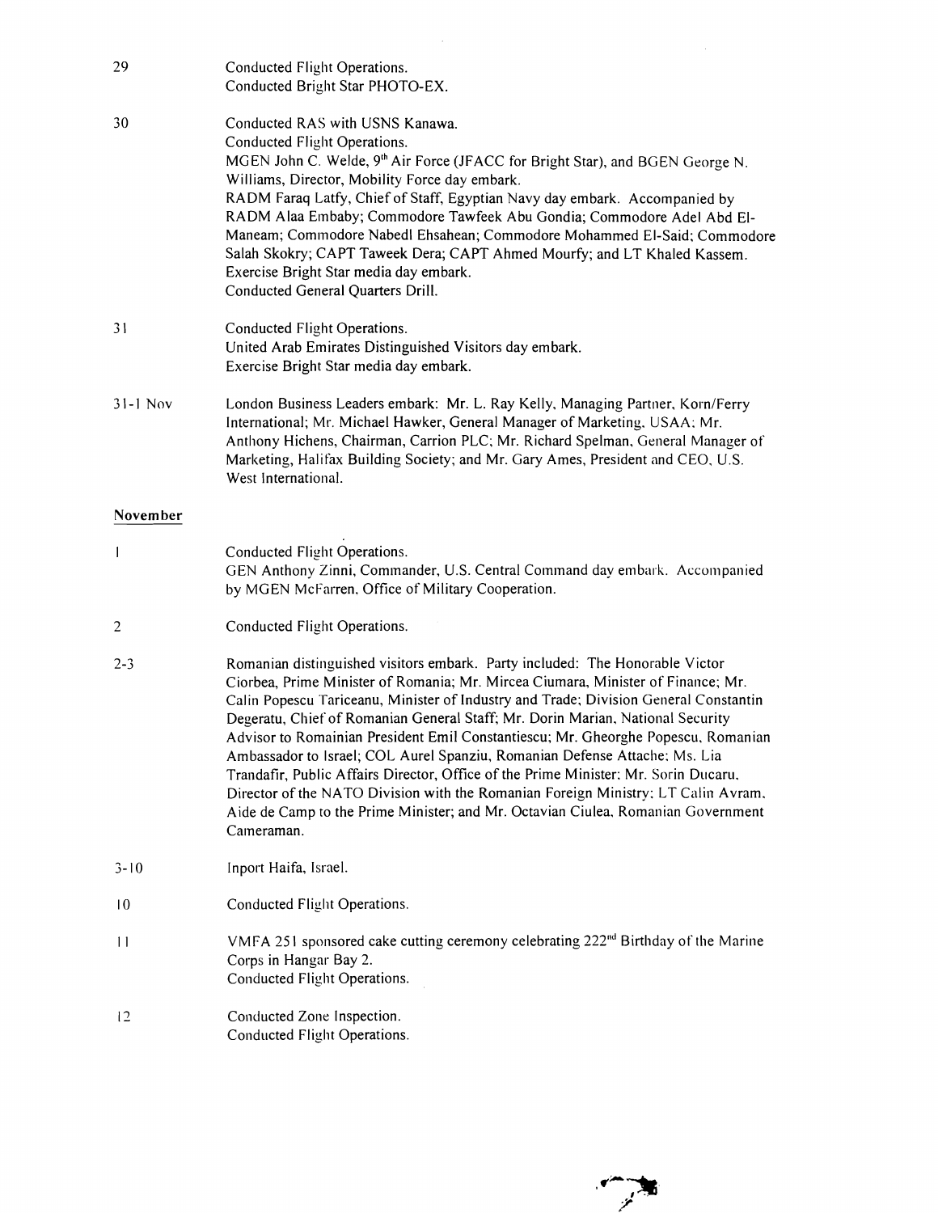| | |
|---|---|
| 29 | Conducted Flight Operations.<br>Conducted Bright Star PHOTO-EX. |
| 30 | Conducted RAS with USNS Kanawa.<br>Conducted Flight Operations.<br>MGEN John C. Welde, 9th Air Force (JFACC for Bright Star), and BGEN George N. Williams, Director, Mobility Force day embark.<br>RADM Faraq Latfy, Chief of Staff, Egyptian Navy day embark. Accompanied by RADM Alaa Embaby; Commodore Tawfeek Abu Gondia; Commodore Adel Abd El-Maneam; Commodore Nabedl Ehsahean; Commodore Mohammed El-Said; Commodore Salah Skokry; CAPT Taweek Dera; CAPT Ahmed Mourfy; and LT Khaled Kassem.<br>Exercise Bright Star media day embark.<br>Conducted General Quarters Drill. |
| 31 | Conducted Flight Operations.<br>United Arab Emirates Distinguished Visitors day embark.<br>Exercise Bright Star media day embark. |
| 31-1 Nov | London Business Leaders embark: Mr. L. Ray Kelly, Managing Partner, Korn/Ferry International; Mr. Michael Hawker, General Manager of Marketing, USAA; Mr. Anthony Hichens, Chairman, Carrion PLC; Mr. Richard Spelman, General Manager of Marketing, Halifax Building Society; and Mr. Gary Ames, President and CEO, U.S. West International. |

**November**

| | |
|---|---|
| 1 | Conducted Flight Operations.<br>GEN Anthony Zinni, Commander, U.S. Central Command day embark. Accompanied by MGEN McFarren, Office of Military Cooperation. |
| 2 | Conducted Flight Operations. |
| 2-3 | Romanian distinguished visitors embark. Party included: The Honorable Victor Ciorbea, Prime Minister of Romania; Mr. Mircea Ciumara, Minister of Finance; Mr. Calin Popescu Tariceanu, Minister of Industry and Trade; Division General Constantin Degeratu, Chief of Romanian General Staff; Mr. Dorin Marian, National Security Advisor to Romainian President Emil Constantiescu; Mr. Gheorghe Popescu, Romanian Ambassador to Israel; COL Aurel Spanziu, Romanian Defense Attache; Ms. Lia Trandafir, Public Affairs Director, Office of the Prime Minister; Mr. Sorin Ducaru, Director of the NATO Division with the Romanian Foreign Ministry; LT Calin Avram, Aide de Camp to the Prime Minister; and Mr. Octavian Ciulea, Romanian Government Cameraman. |
| 3-10 | Inport Haifa, Israel. |
| 10 | Conducted Flight Operations. |
| 11 | VMFA 251 sponsored cake cutting ceremony celebrating 222nd Birthday of the Marine Corps in Hangar Bay 2.<br>Conducted Flight Operations. |
| 12 | Conducted Zone Inspection.<br>Conducted Flight Operations. |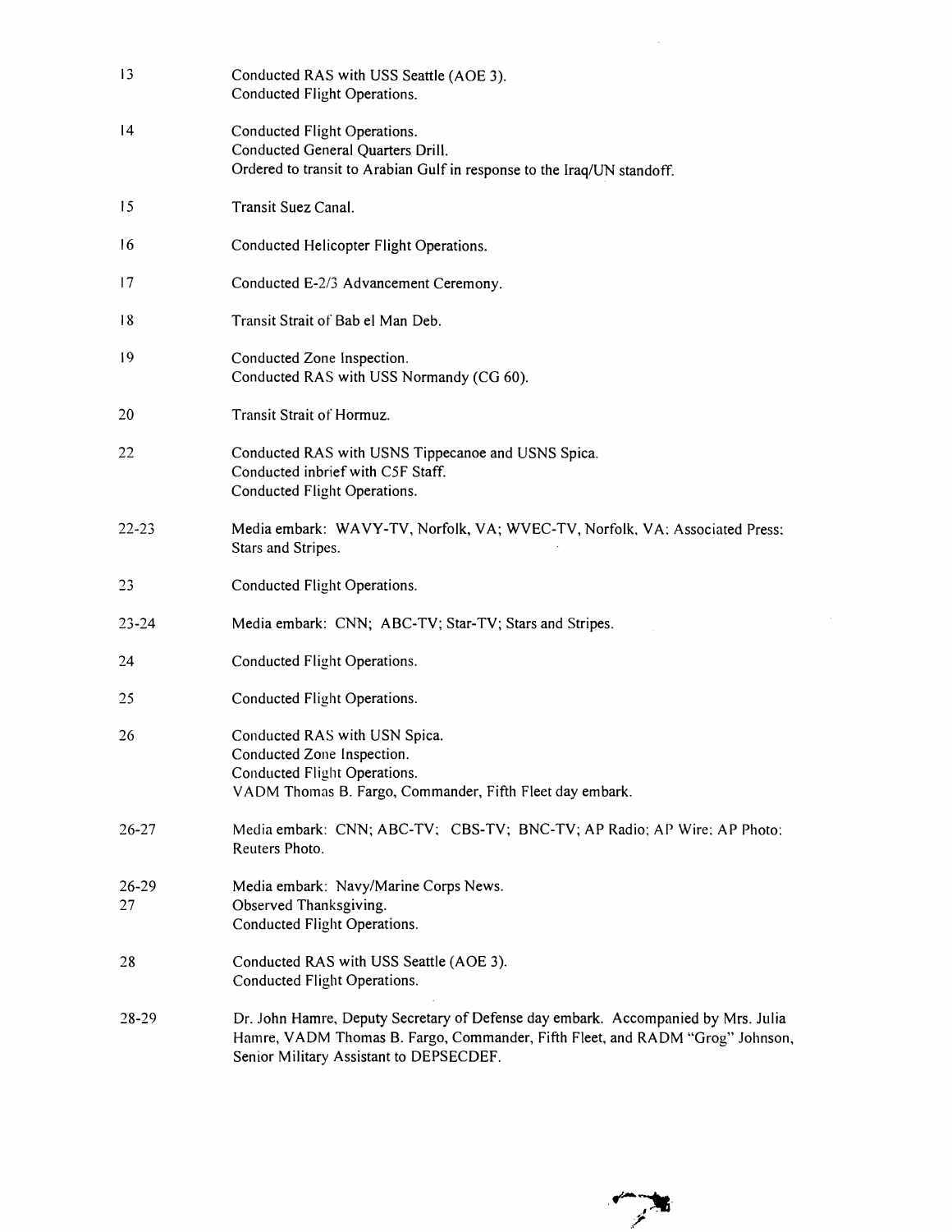| | |
|---|---|
| 13 | Conducted RAS with USS Seattle (AOE 3).<br>Conducted Flight Operations. |
| 14 | Conducted Flight Operations.<br>Conducted General Quarters Drill.<br>Ordered to transit to Arabian Gulf in response to the Iraq/UN standoff. |
| 15 | Transit Suez Canal. |
| 16 | Conducted Helicopter Flight Operations. |
| 17 | Conducted E-2/3 Advancement Ceremony. |
| 18 | Transit Strait of Bab el Man Deb. |
| 19 | Conducted Zone Inspection.<br>Conducted RAS with USS Normandy (CG 60). |
| 20 | Transit Strait of Hormuz. |
| 22 | Conducted RAS with USNS Tippecanoe and USNS Spica.<br>Conducted inbrief with C5F Staff.<br>Conducted Flight Operations. |
| 22-23 | Media embark: WAVY-TV, Norfolk, VA; WVEC-TV, Norfolk, VA; Associated Press; Stars and Stripes. |
| 23 | Conducted Flight Operations. |
| 23-24 | Media embark: CNN; ABC-TV; Star-TV; Stars and Stripes. |
| 24 | Conducted Flight Operations. |
| 25 | Conducted Flight Operations. |
| 26 | Conducted RAS with USN Spica.<br>Conducted Zone Inspection.<br>Conducted Flight Operations.<br>VADM Thomas B. Fargo, Commander, Fifth Fleet day embark. |
| 26-27 | Media embark: CNN; ABC-TV; CBS-TV; BNC-TV; AP Radio; AP Wire; AP Photo; Reuters Photo. |
| 26-29 | Media embark: Navy/Marine Corps News. |
| 27 | Observed Thanksgiving.<br>Conducted Flight Operations. |
| 28 | Conducted RAS with USS Seattle (AOE 3).<br>Conducted Flight Operations. |
| 28-29 | Dr. John Hamre, Deputy Secretary of Defense day embark. Accompanied by Mrs. Julia Hamre, VADM Thomas B. Fargo, Commander, Fifth Fleet, and RADM "Grog" Johnson, Senior Military Assistant to DEPSECDEF. |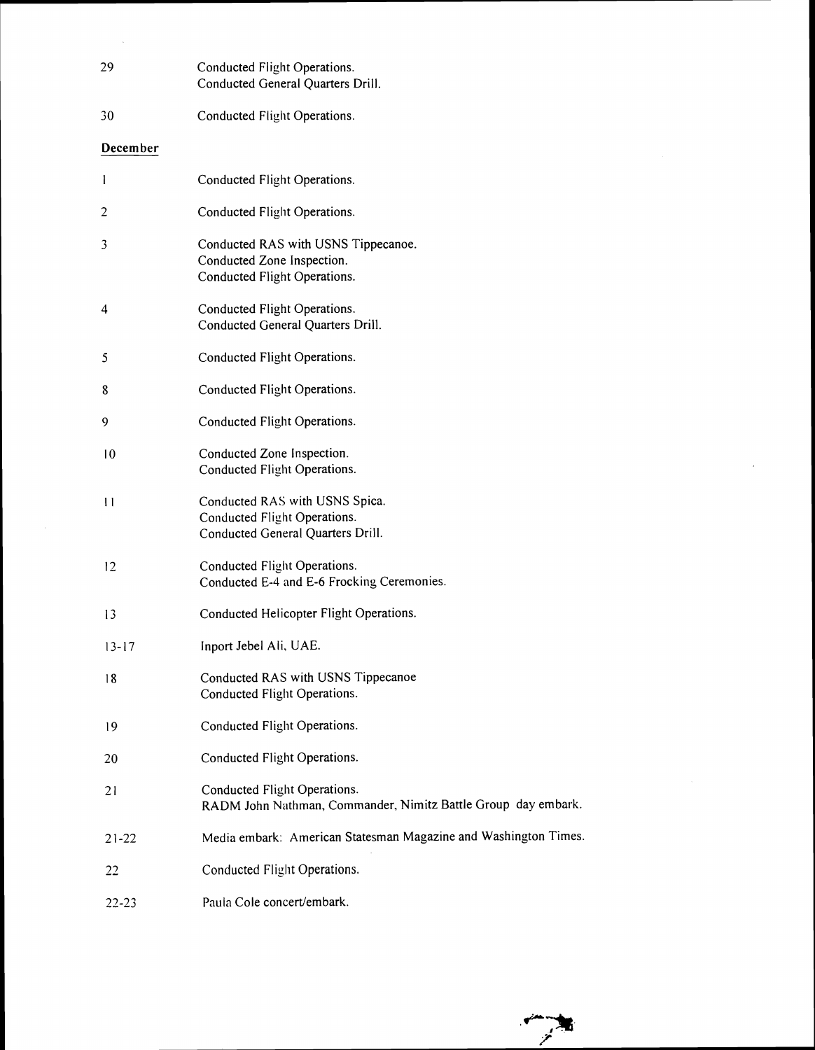| | |
|---|---|
| 29 | Conducted Flight Operations.<br>Conducted General Quarters Drill. |
| 30 | Conducted Flight Operations. |

**December**

| | |
|---|---|
| 1 | Conducted Flight Operations. |
| 2 | Conducted Flight Operations. |
| 3 | Conducted RAS with USNS Tippecanoe.<br>Conducted Zone Inspection.<br>Conducted Flight Operations. |
| 4 | Conducted Flight Operations.<br>Conducted General Quarters Drill. |
| 5 | Conducted Flight Operations. |
| 8 | Conducted Flight Operations. |
| 9 | Conducted Flight Operations. |
| 10 | Conducted Zone Inspection.<br>Conducted Flight Operations. |
| 11 | Conducted RAS with USNS Spica.<br>Conducted Flight Operations.<br>Conducted General Quarters Drill. |
| 12 | Conducted Flight Operations.<br>Conducted E-4 and E-6 Frocking Ceremonies. |
| 13 | Conducted Helicopter Flight Operations. |
| 13-17 | Inport Jebel Ali, UAE. |
| 18 | Conducted RAS with USNS Tippecanoe<br>Conducted Flight Operations. |
| 19 | Conducted Flight Operations. |
| 20 | Conducted Flight Operations. |
| 21 | Conducted Flight Operations.<br>RADM John Nathman, Commander, Nimitz Battle Group day embark. |
| 21-22 | Media embark: American Statesman Magazine and Washington Times. |
| 22 | Conducted Flight Operations. |
| 22-23 | Paula Cole concert/embark. |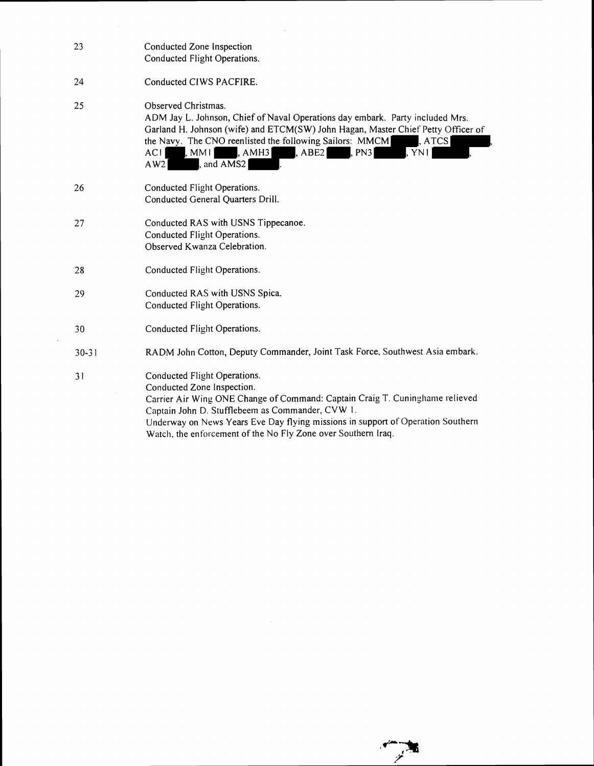| | |
|---|---|
| 23 | Conducted Zone Inspection<br>Conducted Flight Operations. |
| 24 | Conducted CIWS PACFIRE. |
| 25 | Observed Christmas.<br>ADM Jay L. Johnson, Chief of Naval Operations day embark. Party included Mrs. Garland H. Johnson (wife) and ETCM(SW) John Hagan, Master Chief Petty Officer of the Navy. The CNO reenlisted the following Sailors: MMCM ████, ATCS ████, AC1 ████, MM1 ████, AMH3 ████, ABE2 ████, PN3 ████, YN1 ████, AW2 ████, and AMS2 ████. |
| 26 | Conducted Flight Operations.<br>Conducted General Quarters Drill. |
| 27 | Conducted RAS with USNS Tippecanoe.<br>Conducted Flight Operations.<br>Observed Kwanza Celebration. |
| 28 | Conducted Flight Operations. |
| 29 | Conducted RAS with USNS Spica.<br>Conducted Flight Operations. |
| 30 | Conducted Flight Operations. |
| 30-31 | RADM John Cotton, Deputy Commander, Joint Task Force, Southwest Asia embark. |
| 31 | Conducted Flight Operations.<br>Conducted Zone Inspection.<br>Carrier Air Wing ONE Change of Command: Captain Craig T. Cuninghame relieved Captain John D. Stufflebeem as Commander, CVW 1.<br>Underway on News Years Eve Day flying missions in support of Operation Southern Watch, the enforcement of the No Fly Zone over Southern Iraq. |